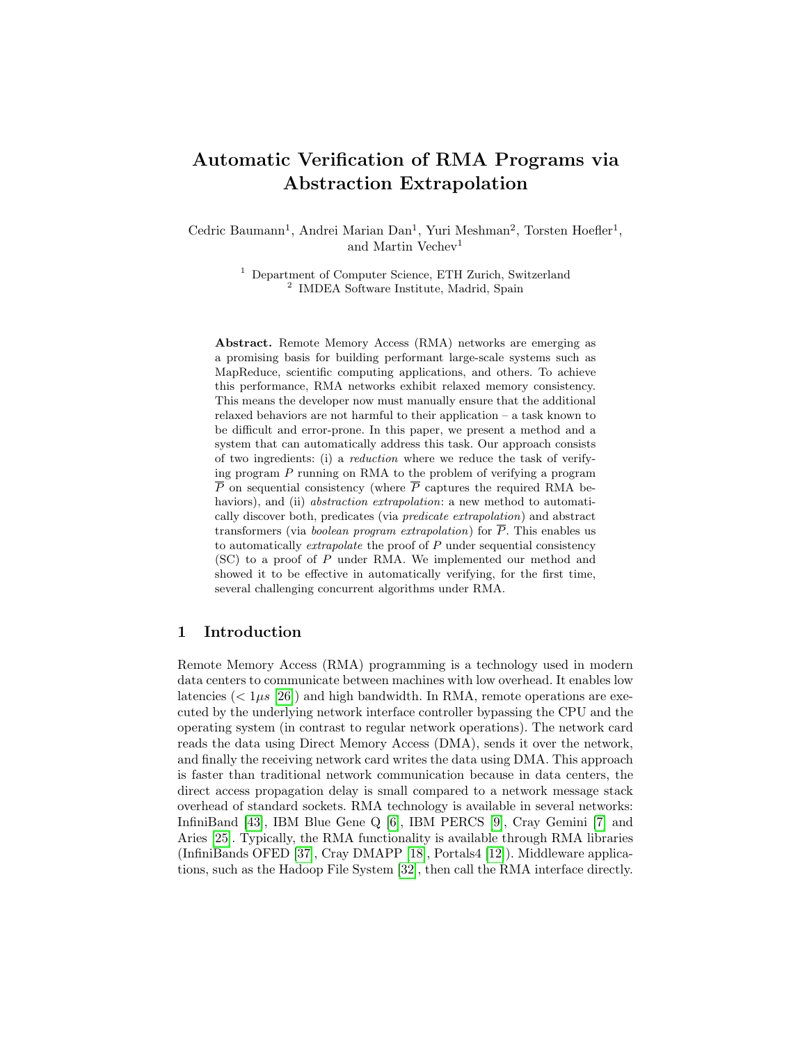# Automatic Verification of RMA Programs via Abstraction Extrapolation

Cedric Baumann[1], Andrei Marian Dan[1], Yuri Meshman[2], Torsten Hoefler[1], and Martin Vechev[1]

[1] Department of Computer Science, ETH Zurich, Switzerland
[2] IMDEA Software Institute, Madrid, Spain

**Abstract.** Remote Memory Access (RMA) networks are emerging as a promising basis for building performant large-scale systems such as MapReduce, scientific computing applications, and others. To achieve this performance, RMA networks exhibit relaxed memory consistency. This means the developer now must manually ensure that the additional relaxed behaviors are not harmful to their application – a task known to be difficult and error-prone. In this paper, we present a method and a system that can automatically address this task. Our approach consists of two ingredients: (i) a *reduction* where we reduce the task of verifying program $P$ running on RMA to the problem of verifying a program $\overline{P}$ on sequential consistency (where $\overline{P}$ captures the required RMA behaviors), and (ii) *abstraction extrapolation*: a new method to automatically discover both, predicates (via *predicate extrapolation*) and abstract transformers (via *boolean program extrapolation*) for $\overline{P}$. This enables us to automatically *extrapolate* the proof of $P$ under sequential consistency (SC) to a proof of $P$ under RMA. We implemented our method and showed it to be effective in automatically verifying, for the first time, several challenging concurrent algorithms under RMA.

## 1 Introduction

Remote Memory Access (RMA) programming is a technology used in modern data centers to communicate between machines with low overhead. It enables low latencies ($< 1\mu s$ [26]) and high bandwidth. In RMA, remote operations are executed by the underlying network interface controller bypassing the CPU and the operating system (in contrast to regular network operations). The network card reads the data using Direct Memory Access (DMA), sends it over the network, and finally the receiving network card writes the data using DMA. This approach is faster than traditional network communication because in data centers, the direct access propagation delay is small compared to a network message stack overhead of standard sockets. RMA technology is available in several networks: InfiniBand [43], IBM Blue Gene Q [6], IBM PERCS [9], Cray Gemini [7] and Aries [25]. Typically, the RMA functionality is available through RMA libraries (InfiniBands OFED [37], Cray DMAPP [18], Portals4 [12]). Middleware applications, such as the Hadoop File System [32], then call the RMA interface directly.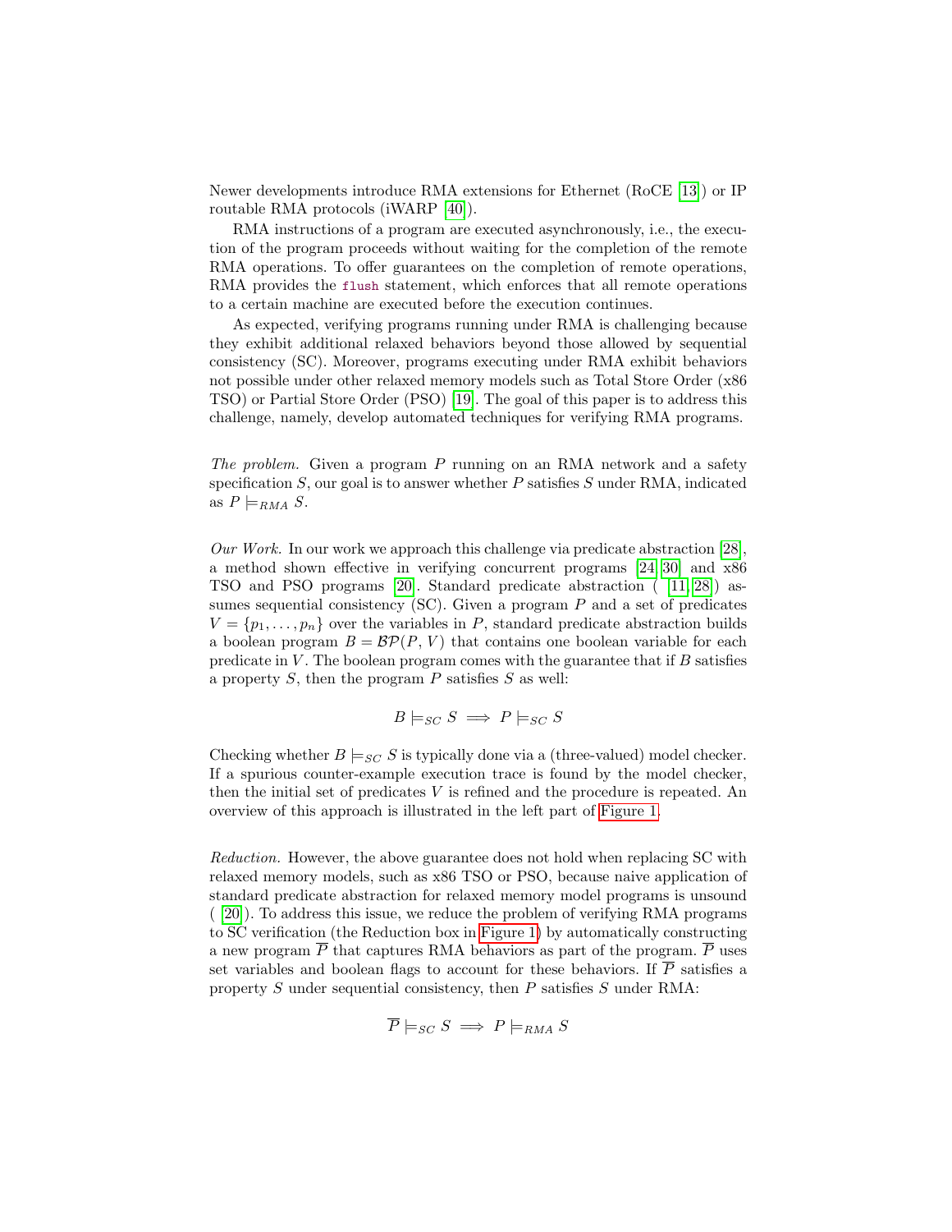Newer developments introduce RMA extensions for Ethernet (RoCE [13]) or IP routable RMA protocols (iWARP [40]).

RMA instructions of a program are executed asynchronously, i.e., the execution of the program proceeds without waiting for the completion of the remote RMA operations. To offer guarantees on the completion of remote operations, RMA provides the `flush` statement, which enforces that all remote operations to a certain machine are executed before the execution continues.

As expected, verifying programs running under RMA is challenging because they exhibit additional relaxed behaviors beyond those allowed by sequential consistency (SC). Moreover, programs executing under RMA exhibit behaviors not possible under other relaxed memory models such as Total Store Order (x86 TSO) or Partial Store Order (PSO) [19]. The goal of this paper is to address this challenge, namely, develop automated techniques for verifying RMA programs.

*The problem.* Given a program $P$ running on an RMA network and a safety specification $S$, our goal is to answer whether $P$ satisfies $S$ under RMA, indicated as $P \models_{RMA} S$.

*Our Work.* In our work we approach this challenge via predicate abstraction [28], a method shown effective in verifying concurrent programs [24,30] and x86 TSO and PSO programs [20]. Standard predicate abstraction ( [11,28]) assumes sequential consistency (SC). Given a program $P$ and a set of predicates $V = \{p_1, \ldots, p_n\}$ over the variables in $P$, standard predicate abstraction builds a boolean program $B = \mathcal{BP}(P, V)$ that contains one boolean variable for each predicate in $V$. The boolean program comes with the guarantee that if $B$ satisfies a property $S$, then the program $P$ satisfies $S$ as well:

$$B \models_{SC} S \implies P \models_{SC} S$$

Checking whether $B \models_{SC} S$ is typically done via a (three-valued) model checker. If a spurious counter-example execution trace is found by the model checker, then the initial set of predicates $V$ is refined and the procedure is repeated. An overview of this approach is illustrated in the left part of Figure 1.

*Reduction.* However, the above guarantee does not hold when replacing SC with relaxed memory models, such as x86 TSO or PSO, because naive application of standard predicate abstraction for relaxed memory model programs is unsound ( [20]). To address this issue, we reduce the problem of verifying RMA programs to SC verification (the Reduction box in Figure 1) by automatically constructing a new program $\overline{P}$ that captures RMA behaviors as part of the program. $\overline{P}$ uses set variables and boolean flags to account for these behaviors. If $\overline{P}$ satisfies a property $S$ under sequential consistency, then $P$ satisfies $S$ under RMA:

$$\overline{P} \models_{SC} S \implies P \models_{RMA} S$$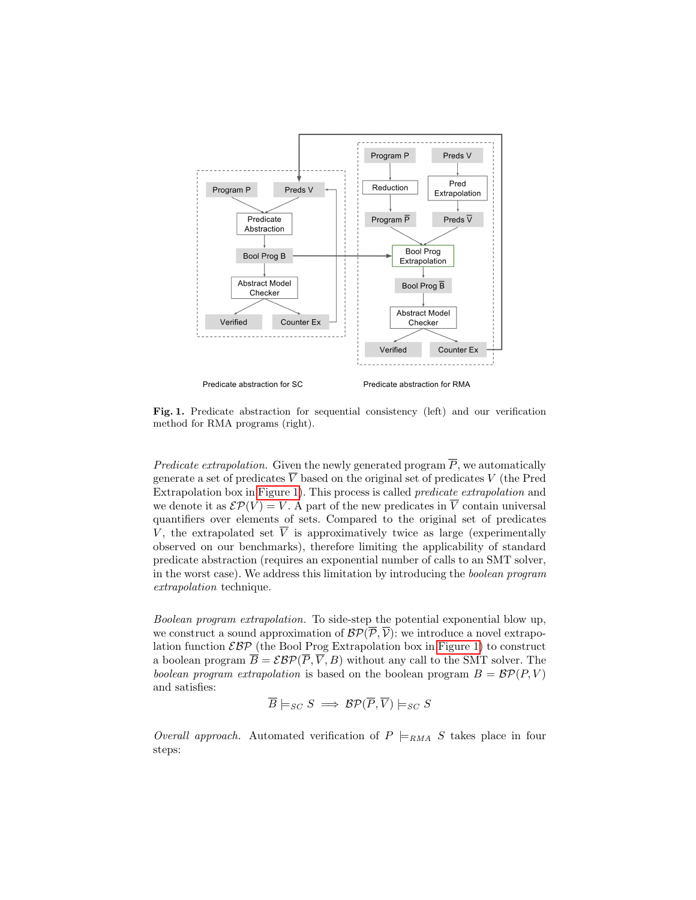**Fig. 1.** Predicate abstraction for sequential consistency (left) and our verification method for RMA programs (right).

*Predicate extrapolation.* Given the newly generated program $\overline{P}$, we automatically generate a set of predicates $\overline{V}$ based on the original set of predicates $V$ (the Pred Extrapolation box in Figure 1). This process is called *predicate extrapolation* and we denote it as $\mathcal{EP}(V) = \overline{V}$. A part of the new predicates in $\overline{V}$ contain universal quantifiers over elements of sets. Compared to the original set of predicates $V$, the extrapolated set $\overline{V}$ is approximatively twice as large (experimentally observed on our benchmarks), therefore limiting the applicability of standard predicate abstraction (requires an exponential number of calls to an SMT solver, in the worst case). We address this limitation by introducing the *boolean program extrapolation* technique.

*Boolean program extrapolation.* To side-step the potential exponential blow up, we construct a sound approximation of $\mathcal{BP}(\overline{\mathcal{P}}, \overline{\mathcal{V}})$: we introduce a novel extrapolation function $\mathcal{EBP}$ (the Bool Prog Extrapolation box in Figure 1) to construct a boolean program $\overline{B} = \mathcal{EBP}(\overline{P}, \overline{V}, B)$ without any call to the SMT solver. The *boolean program extrapolation* is based on the boolean program $B = \mathcal{BP}(P, V)$ and satisfies:

$$\overline{B} \models_{SC} S \implies \mathcal{BP}(\overline{P}, \overline{V}) \models_{SC} S$$

*Overall approach.* Automated verification of $P \models_{RMA} S$ takes place in four steps: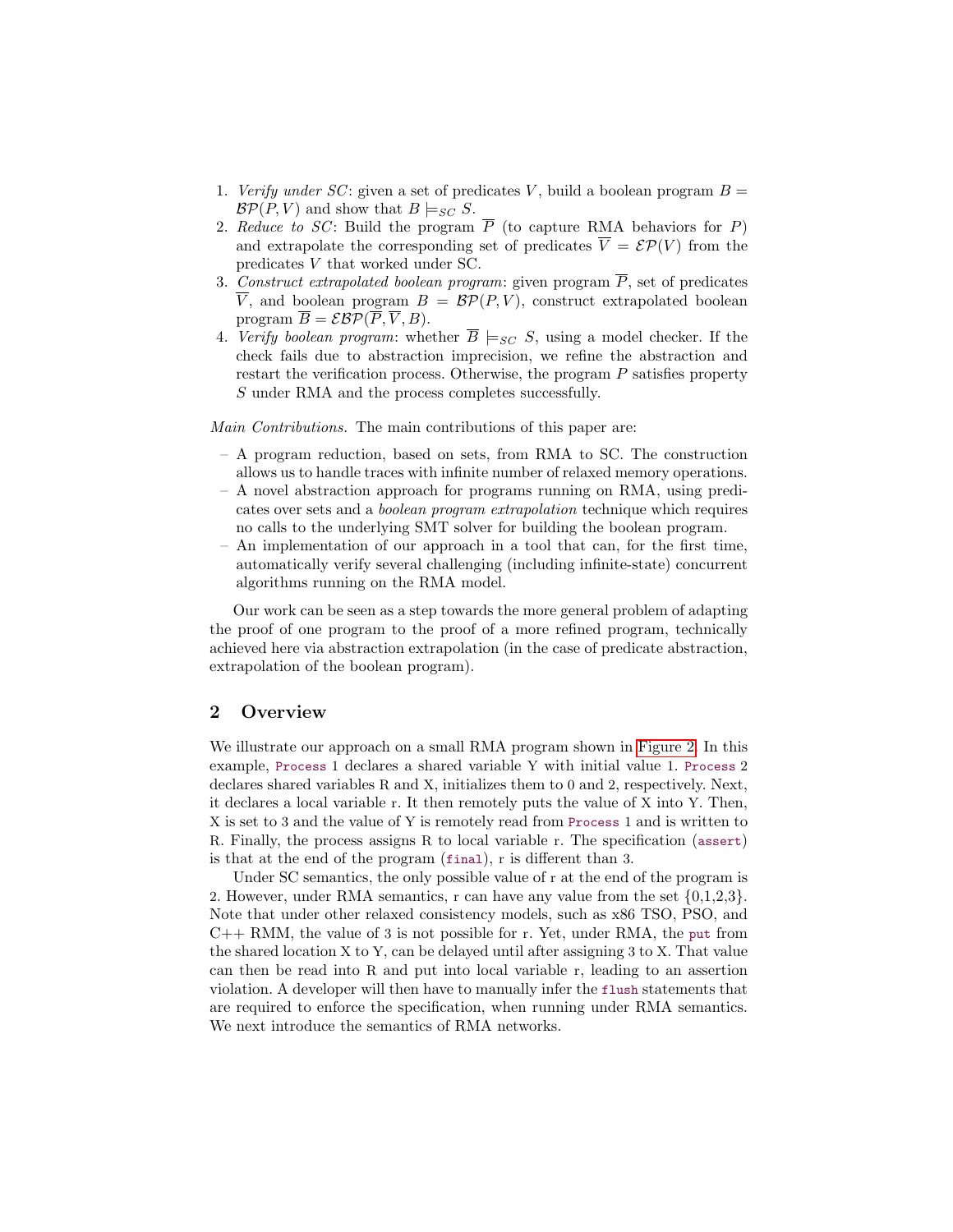1. *Verify under SC*: given a set of predicates $V$, build a boolean program $B = \mathcal{BP}(P, V)$ and show that $B \models_{SC} S$.
2. *Reduce to SC*: Build the program $\overline{P}$ (to capture RMA behaviors for $P$) and extrapolate the corresponding set of predicates $\overline{V} = \mathcal{EP}(V)$ from the predicates $V$ that worked under SC.
3. *Construct extrapolated boolean program*: given program $\overline{P}$, set of predicates $\overline{V}$, and boolean program $B = \mathcal{BP}(P, V)$, construct extrapolated boolean program $\overline{B} = \mathcal{EBP}(\overline{P}, \overline{V}, B)$.
4. *Verify boolean program*: whether $\overline{B} \models_{SC} S$, using a model checker. If the check fails due to abstraction imprecision, we refine the abstraction and restart the verification process. Otherwise, the program $P$ satisfies property $S$ under RMA and the process completes successfully.

*Main Contributions.* The main contributions of this paper are:

- A program reduction, based on sets, from RMA to SC. The construction allows us to handle traces with infinite number of relaxed memory operations.
- A novel abstraction approach for programs running on RMA, using predicates over sets and a *boolean program extrapolation* technique which requires no calls to the underlying SMT solver for building the boolean program.
- An implementation of our approach in a tool that can, for the first time, automatically verify several challenging (including infinite-state) concurrent algorithms running on the RMA model.

Our work can be seen as a step towards the more general problem of adapting the proof of one program to the proof of a more refined program, technically achieved here via abstraction extrapolation (in the case of predicate abstraction, extrapolation of the boolean program).

## 2 Overview

We illustrate our approach on a small RMA program shown in Figure 2. In this example, `Process` 1 declares a shared variable Y with initial value 1. `Process` 2 declares shared variables R and X, initializes them to 0 and 2, respectively. Next, it declares a local variable r. It then remotely puts the value of X into Y. Then, X is set to 3 and the value of Y is remotely read from `Process` 1 and is written to R. Finally, the process assigns R to local variable r. The specification (`assert`) is that at the end of the program (`final`), r is different than 3.

Under SC semantics, the only possible value of r at the end of the program is 2. However, under RMA semantics, r can have any value from the set {0,1,2,3}. Note that under other relaxed consistency models, such as x86 TSO, PSO, and C++ RMM, the value of 3 is not possible for r. Yet, under RMA, the `put` from the shared location X to Y, can be delayed until after assigning 3 to X. That value can then be read into R and put into local variable r, leading to an assertion violation. A developer will then have to manually infer the `flush` statements that are required to enforce the specification, when running under RMA semantics. We next introduce the semantics of RMA networks.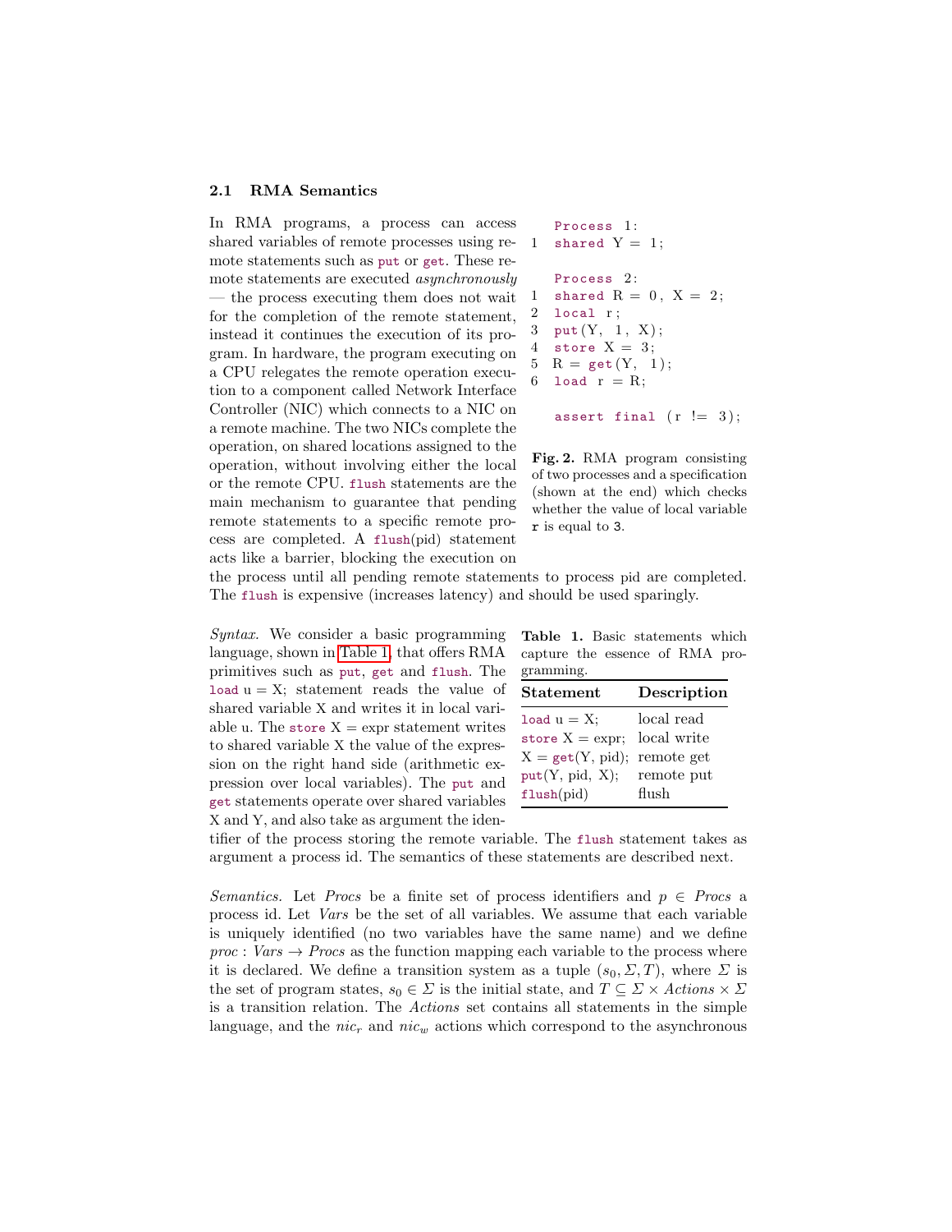### 2.1 RMA Semantics

In RMA programs, a process can access shared variables of remote processes using remote statements such as `put` or `get`. These remote statements are executed *asynchronously* — the process executing them does not wait for the completion of the remote statement, instead it continues the execution of its program. In hardware, the program executing on a CPU relegates the remote operation execution to a component called Network Interface Controller (NIC) which connects to a NIC on a remote machine. The two NICs complete the operation, on shared locations assigned to the operation, without involving either the local or the remote CPU. `flush` statements are the main mechanism to guarantee that pending remote statements to a specific remote process are completed. A `flush`(pid) statement acts like a barrier, blocking the execution on the process until all pending remote statements to process pid are completed. The `flush` is expensive (increases latency) and should be used sparingly.

```
  Process 1:
1 shared Y = 1;

  Process 2:
1 shared R = 0, X = 2;
2 local r;
3 put(Y, 1, X);
4 store X = 3;
5 R = get(Y, 1);
6 load r = R;

  assert final (r != 3);
```

**Fig. 2.** RMA program consisting of two processes and a specification (shown at the end) which checks whether the value of local variable `r` is equal to `3`.

*Syntax.* We consider a basic programming language, shown in Table 1, that offers RMA primitives such as `put`, `get` and `flush`. The `load` u = X; statement reads the value of shared variable X and writes it in local variable u. The `store` X = expr statement writes to shared variable X the value of the expression on the right hand side (arithmetic expression over local variables). The `put` and `get` statements operate over shared variables X and Y, and also take as argument the identifier of the process storing the remote variable. The `flush` statement takes as argument a process id. The semantics of these statements are described next.

**Table 1.** Basic statements which capture the essence of RMA programming.

| Statement | Description |
|---|---|
| `load` u = X; | local read |
| `store` X = expr; | local write |
| X = `get`(Y, pid); | remote get |
| `put`(Y, pid, X); | remote put |
| `flush`(pid) | flush |

*Semantics.* Let *Procs* be a finite set of process identifiers and $p \in \mathit{Procs}$ a process id. Let *Vars* be the set of all variables. We assume that each variable is uniquely identified (no two variables have the same name) and we define $\mathit{proc} : \mathit{Vars} \rightarrow \mathit{Procs}$ as the function mapping each variable to the process where it is declared. We define a transition system as a tuple $(s_0, \Sigma, T)$, where $\Sigma$ is the set of program states, $s_0 \in \Sigma$ is the initial state, and $T \subseteq \Sigma \times \mathit{Actions} \times \Sigma$ is a transition relation. The *Actions* set contains all statements in the simple language, and the $nic_r$ and $nic_w$ actions which correspond to the asynchronous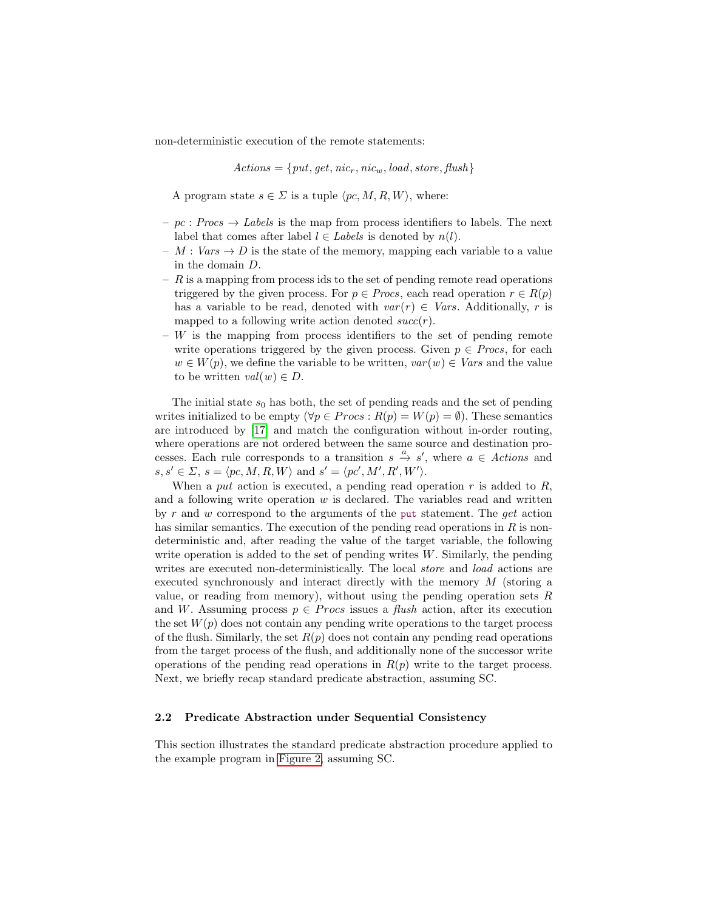non-deterministic execution of the remote statements:

$$Actions = \{put, get, nic_r, nic_w, load, store, flush\}$$

A program state $s \in \Sigma$ is a tuple $\langle pc, M, R, W \rangle$, where:

- $pc : Procs \to Labels$ is the map from process identifiers to labels. The next label that comes after label $l \in Labels$ is denoted by $n(l)$.
- $M : Vars \to D$ is the state of the memory, mapping each variable to a value in the domain $D$.
- $R$ is a mapping from process ids to the set of pending remote read operations triggered by the given process. For $p \in Procs$, each read operation $r \in R(p)$ has a variable to be read, denoted with $var(r) \in Vars$. Additionally, $r$ is mapped to a following write action denoted $succ(r)$.
- $W$ is the mapping from process identifiers to the set of pending remote write operations triggered by the given process. Given $p \in Procs$, for each $w \in W(p)$, we define the variable to be written, $var(w) \in Vars$ and the value to be written $val(w) \in D$.

The initial state $s_0$ has both, the set of pending reads and the set of pending writes initialized to be empty ($\forall p \in Procs : R(p) = W(p) = \emptyset$). These semantics are introduced by [17] and match the configuration without in-order routing, where operations are not ordered between the same source and destination processes. Each rule corresponds to a transition $s \xrightarrow{a} s'$, where $a \in Actions$ and $s, s' \in \Sigma$, $s = \langle pc, M, R, W \rangle$ and $s' = \langle pc', M', R', W' \rangle$.

When a *put* action is executed, a pending read operation $r$ is added to $R$, and a following write operation $w$ is declared. The variables read and written by $r$ and $w$ correspond to the arguments of the `put` statement. The *get* action has similar semantics. The execution of the pending read operations in $R$ is non-deterministic and, after reading the value of the target variable, the following write operation is added to the set of pending writes $W$. Similarly, the pending writes are executed non-deterministically. The local *store* and *load* actions are executed synchronously and interact directly with the memory $M$ (storing a value, or reading from memory), without using the pending operation sets $R$ and $W$. Assuming process $p \in Procs$ issues a *flush* action, after its execution the set $W(p)$ does not contain any pending write operations to the target process of the flush. Similarly, the set $R(p)$ does not contain any pending read operations from the target process of the flush, and additionally none of the successor write operations of the pending read operations in $R(p)$ write to the target process. Next, we briefly recap standard predicate abstraction, assuming SC.

### 2.2 Predicate Abstraction under Sequential Consistency

This section illustrates the standard predicate abstraction procedure applied to the example program in Figure 2, assuming SC.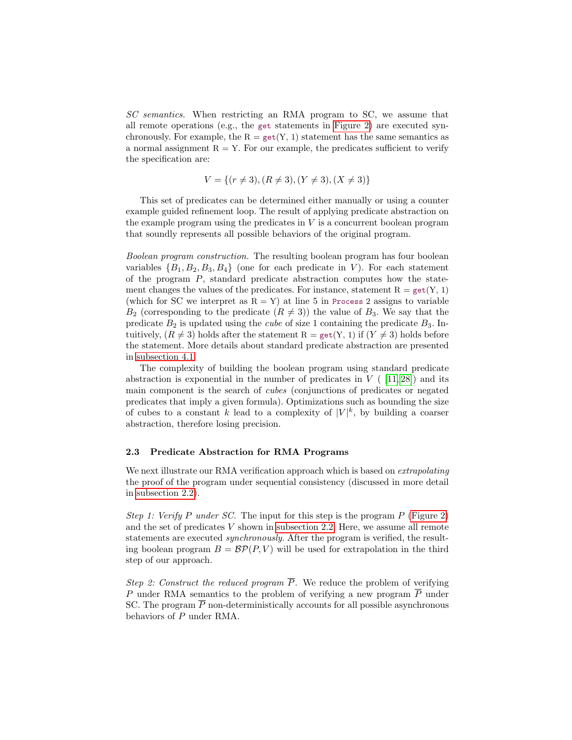*SC semantics.* When restricting an RMA program to SC, we assume that all remote operations (e.g., the `get` statements in Figure 2) are executed synchronously. For example, the R = `get`(Y, 1) statement has the same semantics as a normal assignment R = Y. For our example, the predicates sufficient to verify the specification are:

$$V = \{(r \neq 3), (R \neq 3), (Y \neq 3), (X \neq 3)\}$$

This set of predicates can be determined either manually or using a counter example guided refinement loop. The result of applying predicate abstraction on the example program using the predicates in $V$ is a concurrent boolean program that soundly represents all possible behaviors of the original program.

*Boolean program construction.* The resulting boolean program has four boolean variables $\{B_1, B_2, B_3, B_4\}$ (one for each predicate in $V$). For each statement of the program $P$, standard predicate abstraction computes how the statement changes the values of the predicates. For instance, statement R = `get`(Y, 1) (which for SC we interpret as R = Y) at line 5 in `Process` 2 assigns to variable $B_2$ (corresponding to the predicate $(R \neq 3)$) the value of $B_3$. We say that the predicate $B_2$ is updated using the *cube* of size 1 containing the predicate $B_3$. Intuitively, $(R \neq 3)$ holds after the statement R = `get`(Y, 1) if $(Y \neq 3)$ holds before the statement. More details about standard predicate abstraction are presented in subsection 4.1.

The complexity of building the boolean program using standard predicate abstraction is exponential in the number of predicates in $V$ ( [11,28]) and its main component is the search of *cubes* (conjunctions of predicates or negated predicates that imply a given formula). Optimizations such as bounding the size of cubes to a constant $k$ lead to a complexity of $|V|^k$, by building a coarser abstraction, therefore losing precision.

### 2.3 Predicate Abstraction for RMA Programs

We next illustrate our RMA verification approach which is based on *extrapolating* the proof of the program under sequential consistency (discussed in more detail in subsection 2.2).

*Step 1: Verify P under SC.* The input for this step is the program $P$ (Figure 2) and the set of predicates $V$ shown in subsection 2.2. Here, we assume all remote statements are executed *synchronously*. After the program is verified, the resulting boolean program $B = \mathcal{BP}(P, V)$ will be used for extrapolation in the third step of our approach.

*Step 2: Construct the reduced program $\overline{P}$.* We reduce the problem of verifying $P$ under RMA semantics to the problem of verifying a new program $\overline{P}$ under SC. The program $\overline{P}$ non-deterministically accounts for all possible asynchronous behaviors of $P$ under RMA.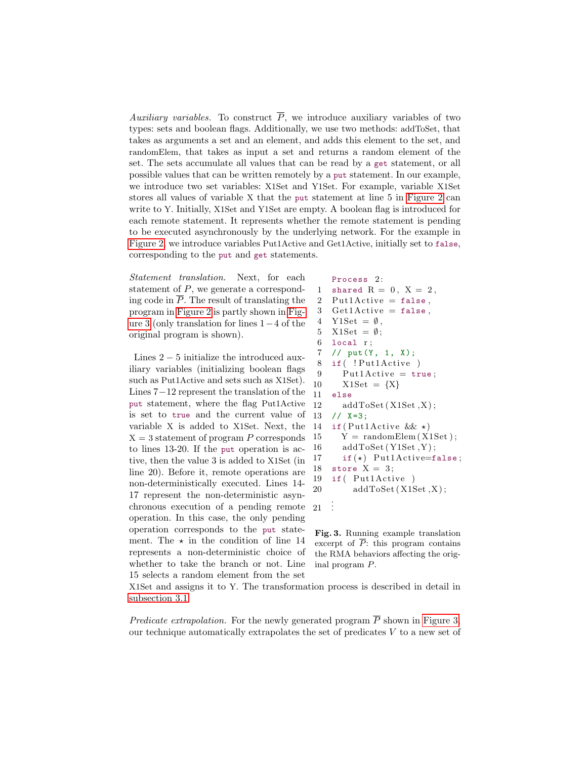*Auxiliary variables.* To construct $\overline{P}$, we introduce auxiliary variables of two types: sets and boolean flags. Additionally, we use two methods: addToSet, that takes as arguments a set and an element, and adds this element to the set, and randomElem, that takes as input a set and returns a random element of the set. The sets accumulate all values that can be read by a `get` statement, or all possible values that can be written remotely by a `put` statement. In our example, we introduce two set variables: X1Set and Y1Set. For example, variable X1Set stores all values of variable X that the `put` statement at line 5 in Figure 2 can write to Y. Initially, X1Set and Y1Set are empty. A boolean flag is introduced for each remote statement. It represents whether the remote statement is pending to be executed asynchronously by the underlying network. For the example in Figure 2, we introduce variables Put1Active and Get1Active, initially set to `false`, corresponding to the `put` and `get` statements.

*Statement translation.* Next, for each statement of $P$, we generate a corresponding code in $\overline{P}$. The result of translating the program in Figure 2 is partly shown in Figure 3 (only translation for lines $1-4$ of the original program is shown).

Lines $2-5$ initialize the introduced auxiliary variables (initializing boolean flags such as Put1Active and sets such as X1Set). Lines $7-12$ represent the translation of the `put` statement, where the flag Put1Active is set to `true` and the current value of variable X is added to X1Set. Next, the $X = 3$ statement of program $P$ corresponds to lines 13-20. If the `put` operation is active, then the value 3 is added to X1Set (in line 20). Before it, remote operations are non-deterministically executed. Lines 14-17 represent the non-deterministic asynchronous execution of a pending remote operation. In this case, the only pending operation corresponds to the `put` statement. The $\star$ in the condition of line 14 represents a non-deterministic choice of whether to take the branch or not. Line 15 selects a random element from the set X1Set and assigns it to Y. The transformation process is described in detail in subsection 3.1.

```
    Process 2:
1   shared R = 0, X = 2,
2   Put1Active = false,
3   Get1Active = false,
4   Y1Set = ∅,
5   X1Set = ∅;
6   local r;
7   // put(Y, 1, X);
8   if( !Put1Active )
9     Put1Active = true;
10    X1Set = {X}
11  else
12    addToSet(X1Set,X);
13  // X=3;
14  if(Put1Active && ⋆)
15    Y = randomElem(X1Set);
16    addToSet(Y1Set,Y);
17    if(⋆) Put1Active=false;
18  store X = 3;
19  if( Put1Active )
20      addToSet(X1Set,X);
21  ⋮
```

**Fig. 3.** Running example translation excerpt of $\overline{P}$: this program contains the RMA behaviors affecting the original program $P$.

*Predicate extrapolation.* For the newly generated program $\overline{P}$ shown in Figure 3, our technique automatically extrapolates the set of predicates $V$ to a new set of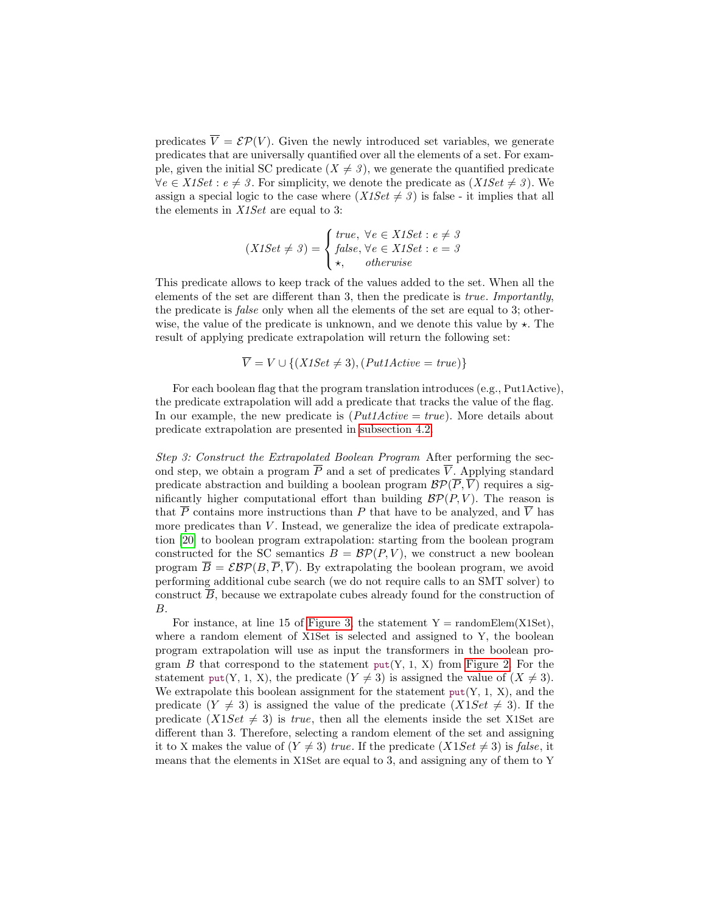predicates $\overline{V} = \mathcal{EP}(V)$. Given the newly introduced set variables, we generate predicates that are universally quantified over all the elements of a set. For example, given the initial SC predicate $(X \neq 3)$, we generate the quantified predicate $\forall e \in X1Set : e \neq 3$. For simplicity, we denote the predicate as $(X1Set \neq 3)$. We assign a special logic to the case where $(X1Set \neq 3)$ is false - it implies that all the elements in *X1Set* are equal to 3:

$$(X1Set \neq 3) = \begin{cases} true, \ \forall e \in X1Set : e \neq 3 \\ false, \ \forall e \in X1Set : e = 3 \\ \star, \quad\ \ otherwise \end{cases}$$

This predicate allows to keep track of the values added to the set. When all the elements of the set are different than 3, then the predicate is *true*. *Importantly*, the predicate is *false* only when all the elements of the set are equal to 3; otherwise, the value of the predicate is unknown, and we denote this value by $\star$. The result of applying predicate extrapolation will return the following set:

$$\overline{V} = V \cup \{(X1Set \neq 3), (Put1Active = true)\}$$

For each boolean flag that the program translation introduces (e.g., Put1Active), the predicate extrapolation will add a predicate that tracks the value of the flag. In our example, the new predicate is $(Put1Active = true)$. More details about predicate extrapolation are presented in subsection 4.2.

*Step 3: Construct the Extrapolated Boolean Program* After performing the second step, we obtain a program $\overline{P}$ and a set of predicates $\overline{V}$. Applying standard predicate abstraction and building a boolean program $\mathcal{BP}(\overline{P}, \overline{V})$ requires a significantly higher computational effort than building $\mathcal{BP}(P, V)$. The reason is that $\overline{P}$ contains more instructions than $P$ that have to be analyzed, and $\overline{V}$ has more predicates than $V$. Instead, we generalize the idea of predicate extrapolation [20] to boolean program extrapolation: starting from the boolean program constructed for the SC semantics $B = \mathcal{BP}(P, V)$, we construct a new boolean program $\overline{B} = \mathcal{EBP}(B, \overline{P}, \overline{V})$. By extrapolating the boolean program, we avoid performing additional cube search (we do not require calls to an SMT solver) to construct $\overline{B}$, because we extrapolate cubes already found for the construction of $B$.

For instance, at line 15 of Figure 3, the statement Y = randomElem(X1Set), where a random element of X1Set is selected and assigned to Y, the boolean program extrapolation will use as input the transformers in the boolean program $B$ that correspond to the statement put(Y, 1, X) from Figure 2. For the statement put(Y, 1, X), the predicate $(Y \neq 3)$ is assigned the value of $(X \neq 3)$. We extrapolate this boolean assignment for the statement put(Y, 1, X), and the predicate $(Y \neq 3)$ is assigned the value of the predicate $(X1Set \neq 3)$. If the predicate $(X1Set \neq 3)$ is *true*, then all the elements inside the set X1Set are different than 3. Therefore, selecting a random element of the set and assigning it to X makes the value of $(Y \neq 3)$ *true*. If the predicate $(X1Set \neq 3)$ is *false*, it means that the elements in X1Set are equal to 3, and assigning any of them to Y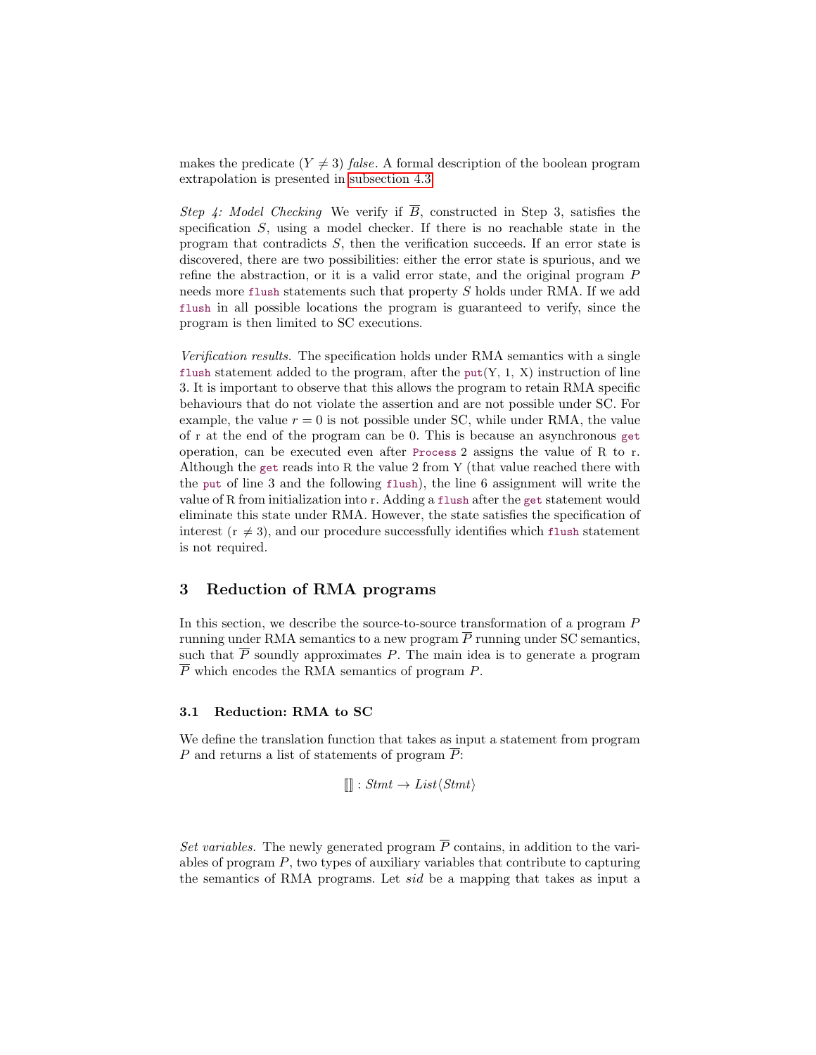makes the predicate ($Y \neq 3$) *false*. A formal description of the boolean program extrapolation is presented in subsection 4.3.

*Step 4: Model Checking* We verify if $\overline{B}$, constructed in Step 3, satisfies the specification $S$, using a model checker. If there is no reachable state in the program that contradicts $S$, then the verification succeeds. If an error state is discovered, there are two possibilities: either the error state is spurious, and we refine the abstraction, or it is a valid error state, and the original program $P$ needs more `flush` statements such that property $S$ holds under RMA. If we add `flush` in all possible locations the program is guaranteed to verify, since the program is then limited to SC executions.

*Verification results.* The specification holds under RMA semantics with a single `flush` statement added to the program, after the `put`(Y, 1, X) instruction of line 3. It is important to observe that this allows the program to retain RMA specific behaviours that do not violate the assertion and are not possible under SC. For example, the value $r = 0$ is not possible under SC, while under RMA, the value of r at the end of the program can be 0. This is because an asynchronous `get` operation, can be executed even after `Process` 2 assigns the value of R to r. Although the `get` reads into R the value 2 from Y (that value reached there with the `put` of line 3 and the following `flush`), the line 6 assignment will write the value of R from initialization into r. Adding a `flush` after the `get` statement would eliminate this state under RMA. However, the state satisfies the specification of interest (r $\neq$ 3), and our procedure successfully identifies which `flush` statement is not required.

## 3 Reduction of RMA programs

In this section, we describe the source-to-source transformation of a program $P$ running under RMA semantics to a new program $\overline{P}$ running under SC semantics, such that $\overline{P}$ soundly approximates $P$. The main idea is to generate a program $\overline{P}$ which encodes the RMA semantics of program $P$.

### 3.1 Reduction: RMA to SC

We define the translation function that takes as input a statement from program $P$ and returns a list of statements of program $\overline{P}$:

$$[\![]\!] : \mathit{Stmt} \rightarrow \mathit{List}\langle \mathit{Stmt} \rangle$$

*Set variables.* The newly generated program $\overline{P}$ contains, in addition to the variables of program $P$, two types of auxiliary variables that contribute to capturing the semantics of RMA programs. Let *sid* be a mapping that takes as input a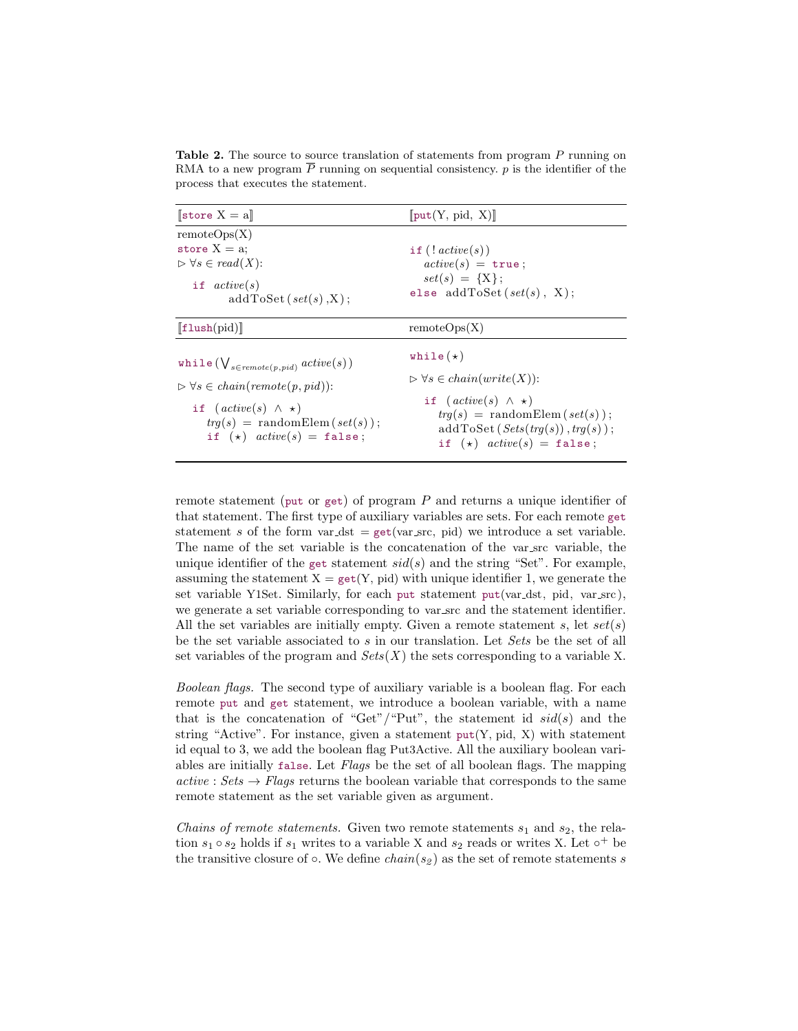**Table 2.** The source to source translation of statements from program $P$ running on RMA to a new program $\overline{P}$ running on sequential consistency. $p$ is the identifier of the process that executes the statement.

| ⟦store X = a⟧ | ⟦put(Y, pid, X)⟧ |
|---|---|
| remoteOps(X)<br>store X = a;<br>$\triangleright \forall s \in read(X)$:<br>&nbsp;&nbsp;if $active(s)$<br>&nbsp;&nbsp;&nbsp;&nbsp;addToSet($set(s)$,X); | if (! $active(s)$)<br>&nbsp;&nbsp;$active(s)$ = true;<br>&nbsp;&nbsp;$set(s)$ = {X};<br>else addToSet($set(s)$, X); |
| **⟦flush(pid)⟧** | **remoteOps(X)** |
| while($\bigvee_{s \in remote(p,pid)} active(s)$)<br>$\triangleright \forall s \in chain(remote(p, pid))$:<br>&nbsp;&nbsp;if ($active(s) \wedge \star$)<br>&nbsp;&nbsp;&nbsp;&nbsp;$trg(s)$ = randomElem($set(s)$);<br>&nbsp;&nbsp;&nbsp;&nbsp;if ($\star$) $active(s)$ = false; | while($\star$)<br>$\triangleright \forall s \in chain(write(X))$:<br>&nbsp;&nbsp;if ($active(s) \wedge \star$)<br>&nbsp;&nbsp;&nbsp;&nbsp;$trg(s)$ = randomElem($set(s)$);<br>&nbsp;&nbsp;&nbsp;&nbsp;addToSet($Sets(trg(s))$, $trg(s)$);<br>&nbsp;&nbsp;&nbsp;&nbsp;if ($\star$) $active(s)$ = false; |

remote statement (put or get) of program $P$ and returns a unique identifier of that statement. The first type of auxiliary variables are sets. For each remote get statement $s$ of the form var_dst = get(var_src, pid) we introduce a set variable. The name of the set variable is the concatenation of the var_src variable, the unique identifier of the get statement $sid(s)$ and the string "Set". For example, assuming the statement X = get(Y, pid) with unique identifier 1, we generate the set variable Y1Set. Similarly, for each put statement put(var_dst, pid, var_src), we generate a set variable corresponding to var_src and the statement identifier. All the set variables are initially empty. Given a remote statement $s$, let $set(s)$ be the set variable associated to $s$ in our translation. Let *Sets* be the set of all set variables of the program and $Sets(X)$ the sets corresponding to a variable X.

*Boolean flags.* The second type of auxiliary variable is a boolean flag. For each remote put and get statement, we introduce a boolean variable, with a name that is the concatenation of "Get"/"Put", the statement id $sid(s)$ and the string "Active". For instance, given a statement put(Y, pid, X) with statement id equal to 3, we add the boolean flag Put3Active. All the auxiliary boolean variables are initially false. Let *Flags* be the set of all boolean flags. The mapping $active : Sets \rightarrow Flags$ returns the boolean variable that corresponds to the same remote statement as the set variable given as argument.

*Chains of remote statements.* Given two remote statements $s_1$ and $s_2$, the relation $s_1 \circ s_2$ holds if $s_1$ writes to a variable X and $s_2$ reads or writes X. Let $\circ^+$ be the transitive closure of $\circ$. We define $chain(s_2)$ as the set of remote statements $s$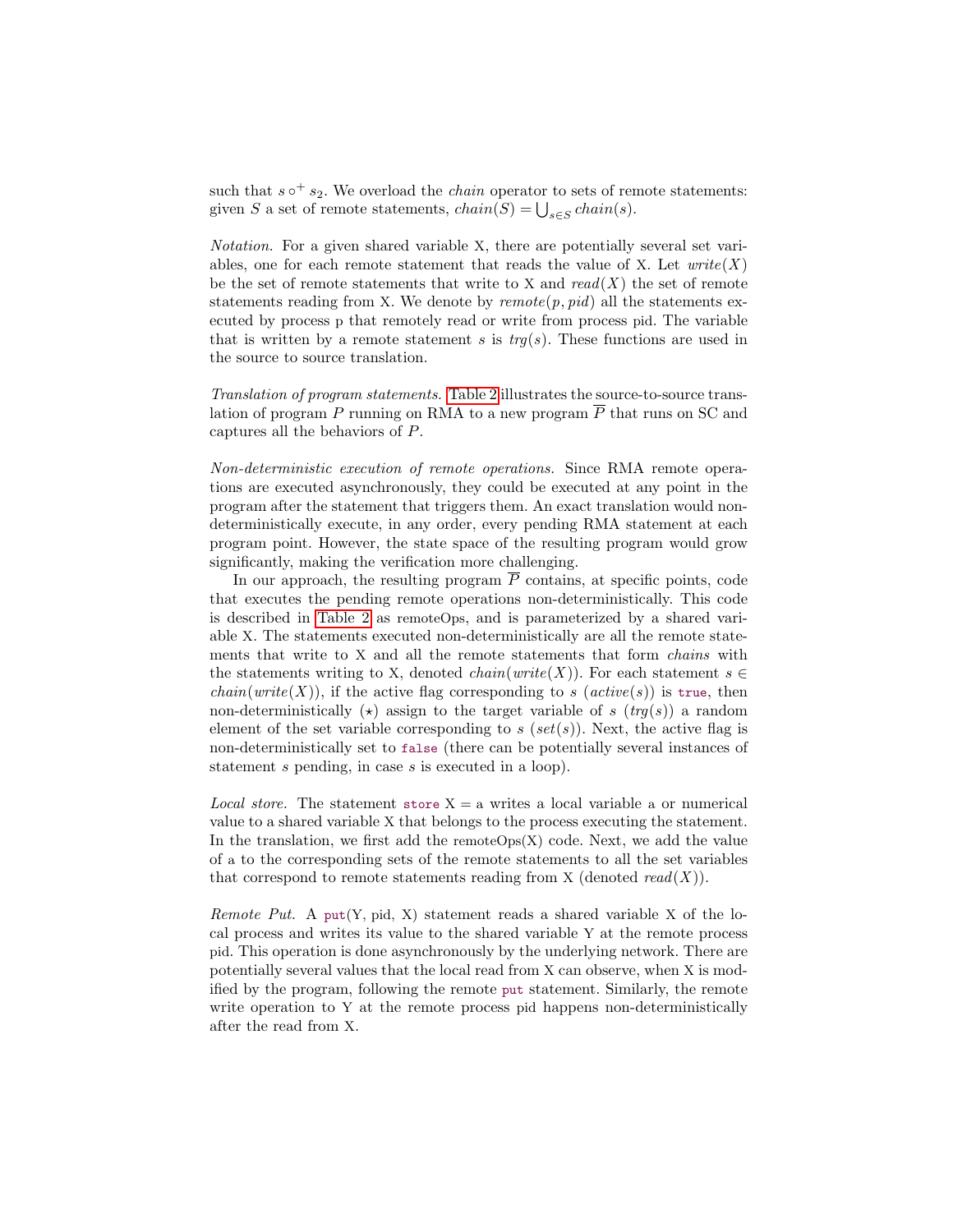such that $s \circ^+ s_2$. We overload the *chain* operator to sets of remote statements: given $S$ a set of remote statements, $chain(S) = \bigcup_{s \in S} chain(s)$.

*Notation.* For a given shared variable X, there are potentially several set variables, one for each remote statement that reads the value of X. Let $write(X)$ be the set of remote statements that write to X and $read(X)$ the set of remote statements reading from X. We denote by $remote(p, pid)$ all the statements executed by process p that remotely read or write from process pid. The variable that is written by a remote statement $s$ is $trg(s)$. These functions are used in the source to source translation.

*Translation of program statements.* Table 2 illustrates the source-to-source translation of program $P$ running on RMA to a new program $\overline{P}$ that runs on SC and captures all the behaviors of $P$.

*Non-deterministic execution of remote operations.* Since RMA remote operations are executed asynchronously, they could be executed at any point in the program after the statement that triggers them. An exact translation would non-deterministically execute, in any order, every pending RMA statement at each program point. However, the state space of the resulting program would grow significantly, making the verification more challenging.

In our approach, the resulting program $\overline{P}$ contains, at specific points, code that executes the pending remote operations non-deterministically. This code is described in Table 2 as remoteOps, and is parameterized by a shared variable X. The statements executed non-deterministically are all the remote statements that write to X and all the remote statements that form *chains* with the statements writing to X, denoted $chain(write(X))$. For each statement $s \in chain(write(X))$, if the active flag corresponding to $s$ ($active(s)$) is `true`, then non-deterministically ($\star$) assign to the target variable of $s$ ($trg(s)$) a random element of the set variable corresponding to $s$ ($set(s)$). Next, the active flag is non-deterministically set to `false` (there can be potentially several instances of statement $s$ pending, in case $s$ is executed in a loop).

*Local store.* The statement `store` X = a writes a local variable a or numerical value to a shared variable X that belongs to the process executing the statement. In the translation, we first add the remoteOps(X) code. Next, we add the value of a to the corresponding sets of the remote statements to all the set variables that correspond to remote statements reading from X (denoted $read(X)$).

*Remote Put.* A `put`(Y, pid, X) statement reads a shared variable X of the local process and writes its value to the shared variable Y at the remote process pid. This operation is done asynchronously by the underlying network. There are potentially several values that the local read from X can observe, when X is modified by the program, following the remote `put` statement. Similarly, the remote write operation to Y at the remote process pid happens non-deterministically after the read from X.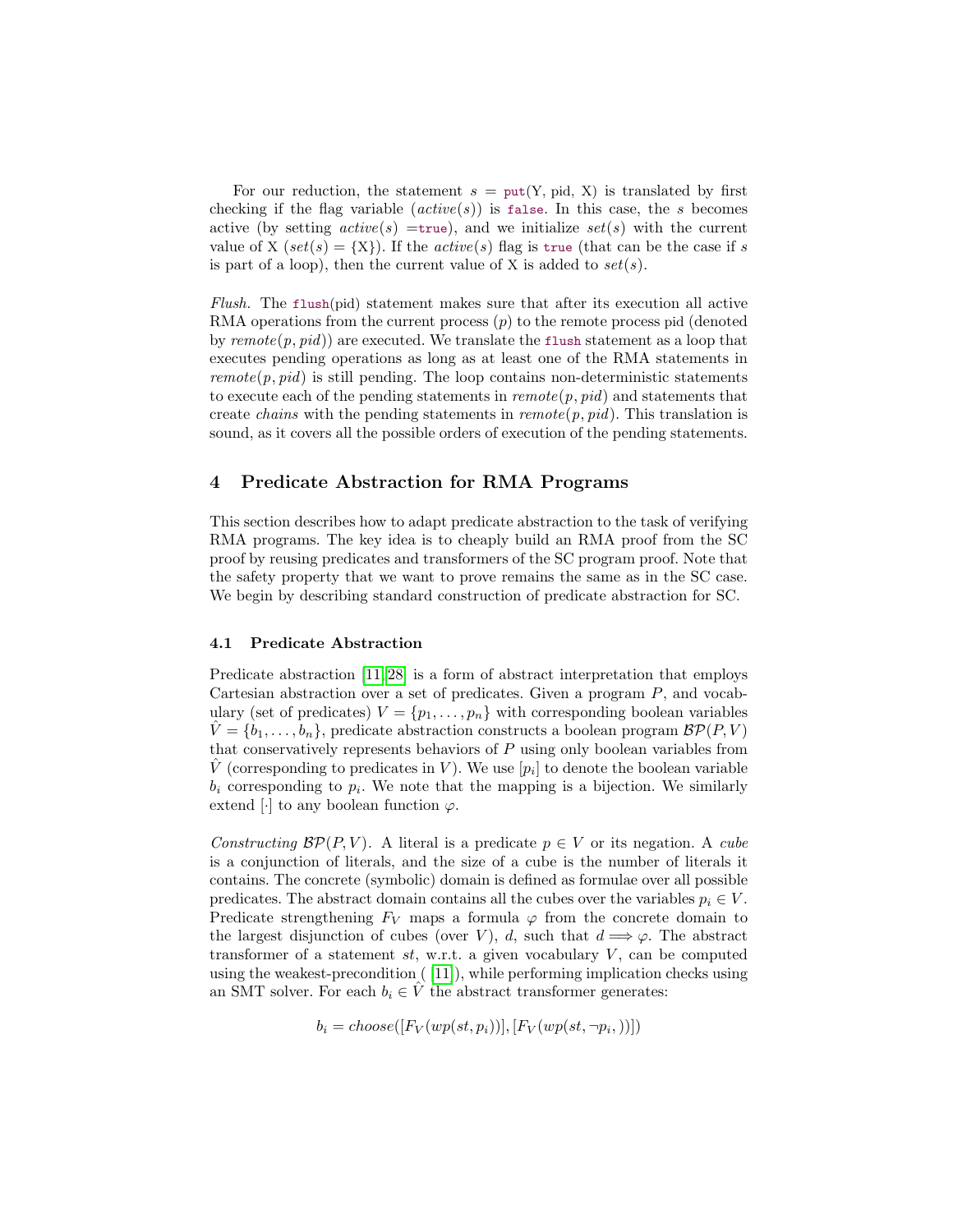For our reduction, the statement $s$ = put(Y, pid, X) is translated by first checking if the flag variable ($active(s)$) is false. In this case, the $s$ becomes active (by setting $active(s)$ =true), and we initialize $set(s)$ with the current value of X ($set(s) = \{X\}$). If the $active(s)$ flag is true (that can be the case if $s$ is part of a loop), then the current value of X is added to $set(s)$.

*Flush.* The flush(pid) statement makes sure that after its execution all active RMA operations from the current process ($p$) to the remote process pid (denoted by $remote(p, pid)$) are executed. We translate the flush statement as a loop that executes pending operations as long as at least one of the RMA statements in $remote(p, pid)$ is still pending. The loop contains non-deterministic statements to execute each of the pending statements in $remote(p, pid)$ and statements that create *chains* with the pending statements in $remote(p, pid)$. This translation is sound, as it covers all the possible orders of execution of the pending statements.

## 4 Predicate Abstraction for RMA Programs

This section describes how to adapt predicate abstraction to the task of verifying RMA programs. The key idea is to cheaply build an RMA proof from the SC proof by reusing predicates and transformers of the SC program proof. Note that the safety property that we want to prove remains the same as in the SC case. We begin by describing standard construction of predicate abstraction for SC.

### 4.1 Predicate Abstraction

Predicate abstraction [11,28] is a form of abstract interpretation that employs Cartesian abstraction over a set of predicates. Given a program $P$, and vocabulary (set of predicates) $V = \{p_1, \ldots, p_n\}$ with corresponding boolean variables $\hat{V} = \{b_1, \ldots, b_n\}$, predicate abstraction constructs a boolean program $\mathcal{BP}(P, V)$ that conservatively represents behaviors of $P$ using only boolean variables from $\hat{V}$ (corresponding to predicates in $V$). We use $[p_i]$ to denote the boolean variable $b_i$ corresponding to $p_i$. We note that the mapping is a bijection. We similarly extend $[\cdot]$ to any boolean function $\varphi$.

*Constructing* $\mathcal{BP}(P, V)$. A literal is a predicate $p \in V$ or its negation. A *cube* is a conjunction of literals, and the size of a cube is the number of literals it contains. The concrete (symbolic) domain is defined as formulae over all possible predicates. The abstract domain contains all the cubes over the variables $p_i \in V$. Predicate strengthening $F_V$ maps a formula $\varphi$ from the concrete domain to the largest disjunction of cubes (over $V$), $d$, such that $d \Longrightarrow \varphi$. The abstract transformer of a statement $st$, w.r.t. a given vocabulary $V$, can be computed using the weakest-precondition ( [11]), while performing implication checks using an SMT solver. For each $b_i \in \hat{V}$ the abstract transformer generates:

$$b_i = choose([F_V(wp(st, p_i))], [F_V(wp(st, \neg p_i, ))])$$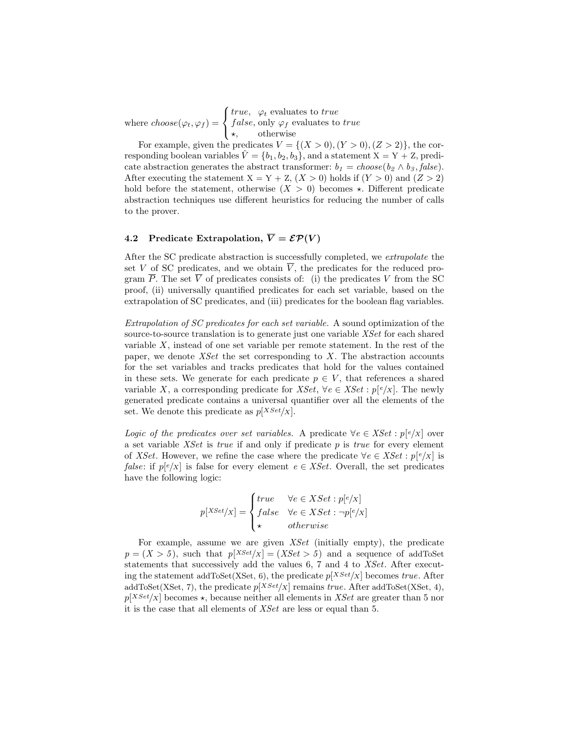where $choose(\varphi_t, \varphi_f) = \begin{cases} true, & \varphi_t \text{ evaluates to } true \\ false, & \text{only } \varphi_f \text{ evaluates to } true \\ \star, & \text{otherwise} \end{cases}$

For example, given the predicates $V = \{(X > 0), (Y > 0), (Z > 2)\}$, the corresponding boolean variables $\hat{V} = \{b_1, b_2, b_3\}$, and a statement X = Y + Z, predicate abstraction generates the abstract transformer: $b_1 = choose(b_2 \wedge b_3, false)$. After executing the statement X = Y + Z, $(X > 0)$ holds if $(Y > 0)$ and $(Z > 2)$ hold before the statement, otherwise $(X > 0)$ becomes $\star$. Different predicate abstraction techniques use different heuristics for reducing the number of calls to the prover.

### 4.2 Predicate Extrapolation, $\overline{V} = \mathcal{EP}(V)$

After the SC predicate abstraction is successfully completed, we *extrapolate* the set $V$ of SC predicates, and we obtain $\overline{V}$, the predicates for the reduced program $\overline{P}$. The set $\overline{V}$ of predicates consists of: (i) the predicates $V$ from the SC proof, (ii) universally quantified predicates for each set variable, based on the extrapolation of SC predicates, and (iii) predicates for the boolean flag variables.

*Extrapolation of SC predicates for each set variable.* A sound optimization of the source-to-source translation is to generate just one variable *XSet* for each shared variable $X$, instead of one set variable per remote statement. In the rest of the paper, we denote *XSet* the set corresponding to $X$. The abstraction accounts for the set variables and tracks predicates that hold for the values contained in these sets. We generate for each predicate $p \in V$, that references a shared variable $X$, a corresponding predicate for *XSet*, $\forall e \in XSet : p[^e/_X]$. The newly generated predicate contains a universal quantifier over all the elements of the set. We denote this predicate as $p[^{XSet}/_X]$.

*Logic of the predicates over set variables.* A predicate $\forall e \in XSet : p[^e/_X]$ over a set variable *XSet* is *true* if and only if predicate $p$ is *true* for every element of *XSet*. However, we refine the case where the predicate $\forall e \in XSet : p[^e/_X]$ is *false*: if $p[^e/_X]$ is false for every element $e \in XSet$. Overall, the set predicates have the following logic:

$$p[^{XSet}/_X] = \begin{cases} true & \forall e \in XSet : p[^e/_X] \\ false & \forall e \in XSet : \neg p[^e/_X] \\ \star & otherwise \end{cases}$$

For example, assume we are given *XSet* (initially empty), the predicate $p = (X > 5)$, such that $p[^{XSet}/_X] = (XSet > 5)$ and a sequence of addToSet statements that successively add the values 6, 7 and 4 to *XSet*. After executing the statement addToSet(XSet, 6), the predicate $p[^{XSet}/_X]$ becomes *true*. After addToSet(XSet, 7), the predicate $p[^{XSet}/_X]$ remains *true*. After addToSet(XSet, 4), $p[^{XSet}/_X]$ becomes $\star$, because neither all elements in *XSet* are greater than 5 nor it is the case that all elements of *XSet* are less or equal than 5.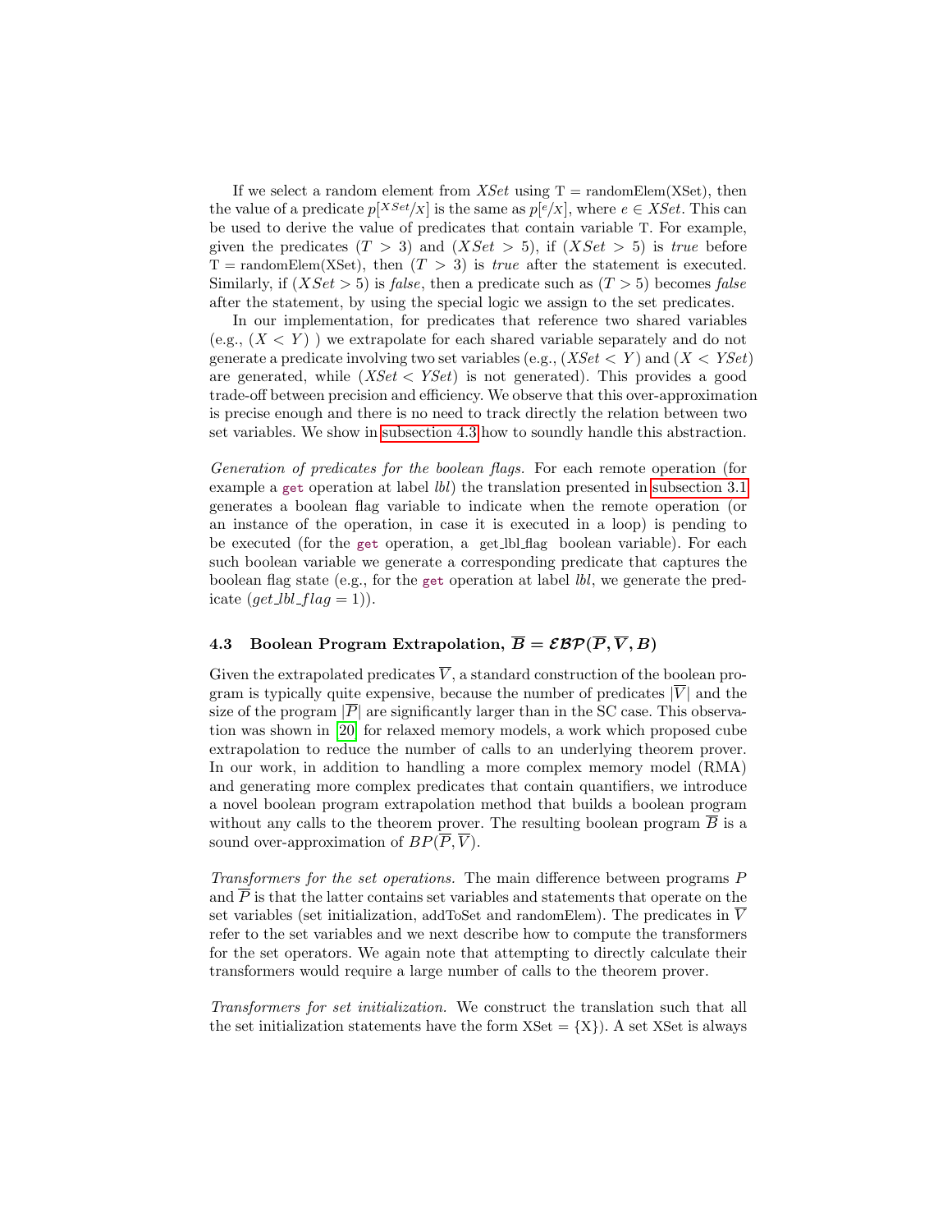If we select a random element from $XSet$ using $\mathrm{T} = \mathrm{randomElem(XSet)}$, then the value of a predicate $p[^{XSet}/x]$ is the same as $p[^{e}/x]$, where $e \in XSet$. This can be used to derive the value of predicates that contain variable T. For example, given the predicates $(T > 3)$ and $(XSet > 5)$, if $(XSet > 5)$ is *true* before $\mathrm{T} = \mathrm{randomElem(XSet)}$, then $(T > 3)$ is *true* after the statement is executed. Similarly, if $(XSet > 5)$ is *false*, then a predicate such as $(T > 5)$ becomes *false* after the statement, by using the special logic we assign to the set predicates.

In our implementation, for predicates that reference two shared variables (e.g., $(X < Y)$ ) we extrapolate for each shared variable separately and do not generate a predicate involving two set variables (e.g., $(XSet < Y)$ and $(X < YSet)$ are generated, while $(XSet < YSet)$ is not generated). This provides a good trade-off between precision and efficiency. We observe that this over-approximation is precise enough and there is no need to track directly the relation between two set variables. We show in subsection 4.3 how to soundly handle this abstraction.

*Generation of predicates for the boolean flags.* For each remote operation (for example a `get` operation at label *lbl*) the translation presented in subsection 3.1 generates a boolean flag variable to indicate when the remote operation (or an instance of the operation, in case it is executed in a loop) is pending to be executed (for the `get` operation, a get_lbl_flag boolean variable). For each such boolean variable we generate a corresponding predicate that captures the boolean flag state (e.g., for the `get` operation at label *lbl*, we generate the predicate $(get\_lbl\_flag = 1)$).

### 4.3 Boolean Program Extrapolation, $\overline{B} = \mathcal{EBP}(\overline{P}, \overline{V}, B)$

Given the extrapolated predicates $\overline{V}$, a standard construction of the boolean program is typically quite expensive, because the number of predicates $|\overline{V}|$ and the size of the program $|\overline{P}|$ are significantly larger than in the SC case. This observation was shown in [20] for relaxed memory models, a work which proposed cube extrapolation to reduce the number of calls to an underlying theorem prover. In our work, in addition to handling a more complex memory model (RMA) and generating more complex predicates that contain quantifiers, we introduce a novel boolean program extrapolation method that builds a boolean program without any calls to the theorem prover. The resulting boolean program $\overline{B}$ is a sound over-approximation of $BP(\overline{P}, \overline{V})$.

*Transformers for the set operations.* The main difference between programs $P$ and $\overline{P}$ is that the latter contains set variables and statements that operate on the set variables (set initialization, addToSet and randomElem). The predicates in $\overline{V}$ refer to the set variables and we next describe how to compute the transformers for the set operators. We again note that attempting to directly calculate their transformers would require a large number of calls to the theorem prover.

*Transformers for set initialization.* We construct the translation such that all the set initialization statements have the form $\mathrm{XSet} = \{\mathrm{X}\}$). A set XSet is always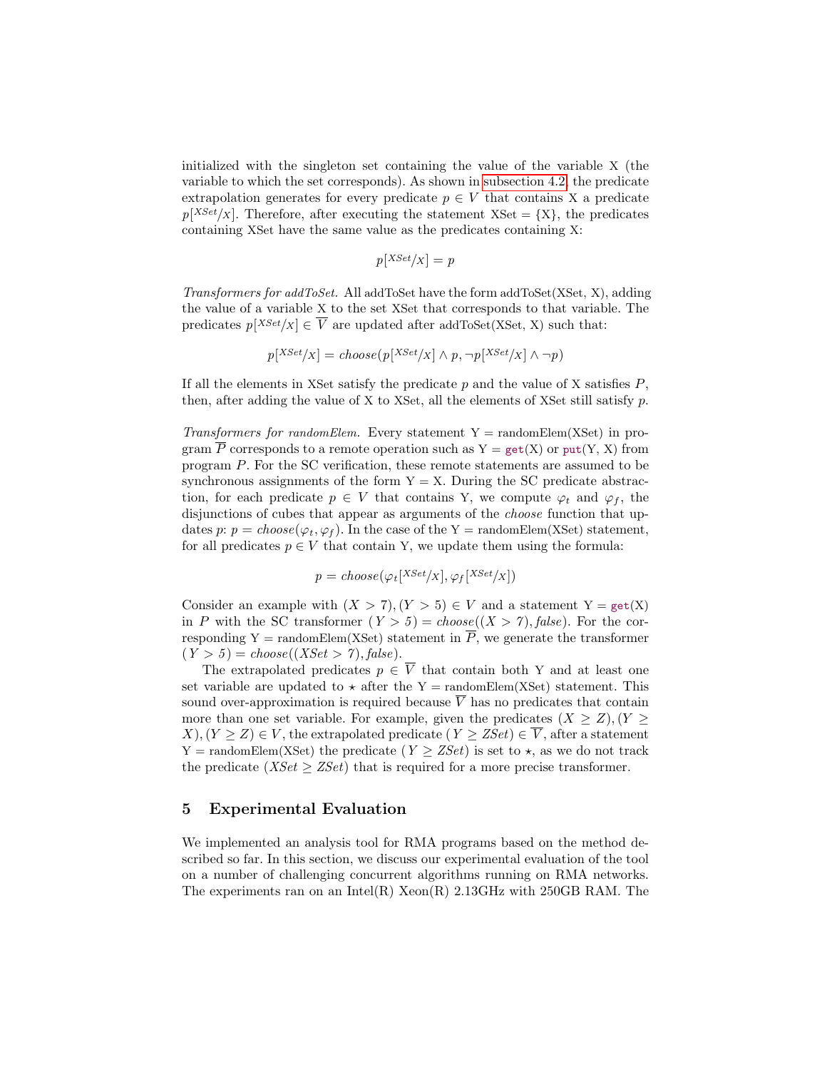initialized with the singleton set containing the value of the variable X (the variable to which the set corresponds). As shown in subsection 4.2, the predicate extrapolation generates for every predicate $p \in V$ that contains X a predicate $p[^{XSet}/_X]$. Therefore, after executing the statement XSet = {X}, the predicates containing XSet have the same value as the predicates containing X:

$$p[^{XSet}/_X] = p$$

*Transformers for addToSet.* All addToSet have the form addToSet(XSet, X), adding the value of a variable X to the set XSet that corresponds to that variable. The predicates $p[^{XSet}/_X] \in \overline{V}$ are updated after addToSet(XSet, X) such that:

$$p[^{XSet}/_X] = \mathit{choose}(p[^{XSet}/_X] \wedge p, \neg p[^{XSet}/_X] \wedge \neg p)$$

If all the elements in XSet satisfy the predicate $p$ and the value of X satisfies $P$, then, after adding the value of X to XSet, all the elements of XSet still satisfy $p$.

*Transformers for randomElem.* Every statement Y = randomElem(XSet) in program $\overline{P}$ corresponds to a remote operation such as Y = get(X) or put(Y, X) from program $P$. For the SC verification, these remote statements are assumed to be synchronous assignments of the form Y = X. During the SC predicate abstraction, for each predicate $p \in V$ that contains Y, we compute $\varphi_t$ and $\varphi_f$, the disjunctions of cubes that appear as arguments of the *choose* function that updates $p$: $p = \mathit{choose}(\varphi_t, \varphi_f)$. In the case of the Y = randomElem(XSet) statement, for all predicates $p \in V$ that contain Y, we update them using the formula:

$$p = \mathit{choose}(\varphi_t[^{XSet}/_X], \varphi_f[^{XSet}/_X])$$

Consider an example with $(X > 7), (Y > 5) \in V$ and a statement Y = get(X) in $P$ with the SC transformer $(Y > 5) = \mathit{choose}((X > 7), \mathit{false})$. For the corresponding Y = randomElem(XSet) statement in $\overline{P}$, we generate the transformer $(Y > 5) = \mathit{choose}((XSet > 7), \mathit{false})$.

The extrapolated predicates $p \in \overline{V}$ that contain both Y and at least one set variable are updated to $\star$ after the Y = randomElem(XSet) statement. This sound over-approximation is required because $\overline{V}$ has no predicates that contain more than one set variable. For example, given the predicates $(X \geq Z), (Y \geq X), (Y \geq Z) \in V$, the extrapolated predicate $(Y \geq ZSet) \in \overline{V}$, after a statement Y = randomElem(XSet) the predicate $(Y \geq ZSet)$ is set to $\star$, as we do not track the predicate $(XSet \geq ZSet)$ that is required for a more precise transformer.

## 5 Experimental Evaluation

We implemented an analysis tool for RMA programs based on the method described so far. In this section, we discuss our experimental evaluation of the tool on a number of challenging concurrent algorithms running on RMA networks. The experiments ran on an Intel(R) Xeon(R) 2.13GHz with 250GB RAM. The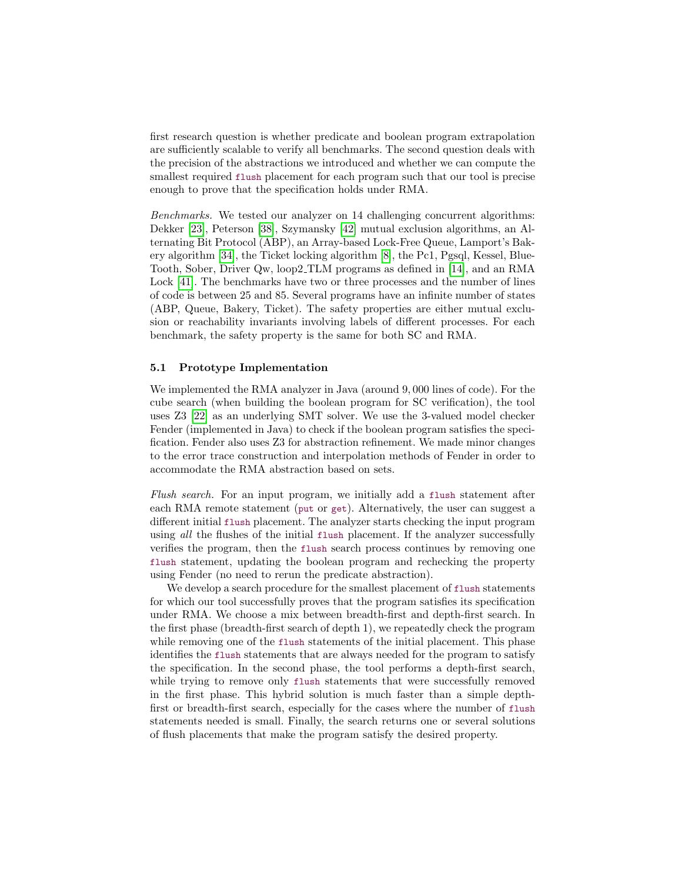first research question is whether predicate and boolean program extrapolation are sufficiently scalable to verify all benchmarks. The second question deals with the precision of the abstractions we introduced and whether we can compute the smallest required `flush` placement for each program such that our tool is precise enough to prove that the specification holds under RMA.

*Benchmarks.* We tested our analyzer on 14 challenging concurrent algorithms: Dekker [23], Peterson [38], Szymansky [42] mutual exclusion algorithms, an Alternating Bit Protocol (ABP), an Array-based Lock-Free Queue, Lamport's Bakery algorithm [34], the Ticket locking algorithm [8], the Pc1, Pgsql, Kessel, BlueTooth, Sober, Driver Qw, loop2_TLM programs as defined in [14], and an RMA Lock [41]. The benchmarks have two or three processes and the number of lines of code is between 25 and 85. Several programs have an infinite number of states (ABP, Queue, Bakery, Ticket). The safety properties are either mutual exclusion or reachability invariants involving labels of different processes. For each benchmark, the safety property is the same for both SC and RMA.

### 5.1 Prototype Implementation

We implemented the RMA analyzer in Java (around 9,000 lines of code). For the cube search (when building the boolean program for SC verification), the tool uses Z3 [22] as an underlying SMT solver. We use the 3-valued model checker Fender (implemented in Java) to check if the boolean program satisfies the specification. Fender also uses Z3 for abstraction refinement. We made minor changes to the error trace construction and interpolation methods of Fender in order to accommodate the RMA abstraction based on sets.

*Flush search.* For an input program, we initially add a `flush` statement after each RMA remote statement (`put` or `get`). Alternatively, the user can suggest a different initial `flush` placement. The analyzer starts checking the input program using *all* the flushes of the initial `flush` placement. If the analyzer successfully verifies the program, then the `flush` search process continues by removing one `flush` statement, updating the boolean program and rechecking the property using Fender (no need to rerun the predicate abstraction).

We develop a search procedure for the smallest placement of `flush` statements for which our tool successfully proves that the program satisfies its specification under RMA. We choose a mix between breadth-first and depth-first search. In the first phase (breadth-first search of depth 1), we repeatedly check the program while removing one of the `flush` statements of the initial placement. This phase identifies the `flush` statements that are always needed for the program to satisfy the specification. In the second phase, the tool performs a depth-first search, while trying to remove only `flush` statements that were successfully removed in the first phase. This hybrid solution is much faster than a simple depth-first or breadth-first search, especially for the cases where the number of `flush` statements needed is small. Finally, the search returns one or several solutions of flush placements that make the program satisfy the desired property.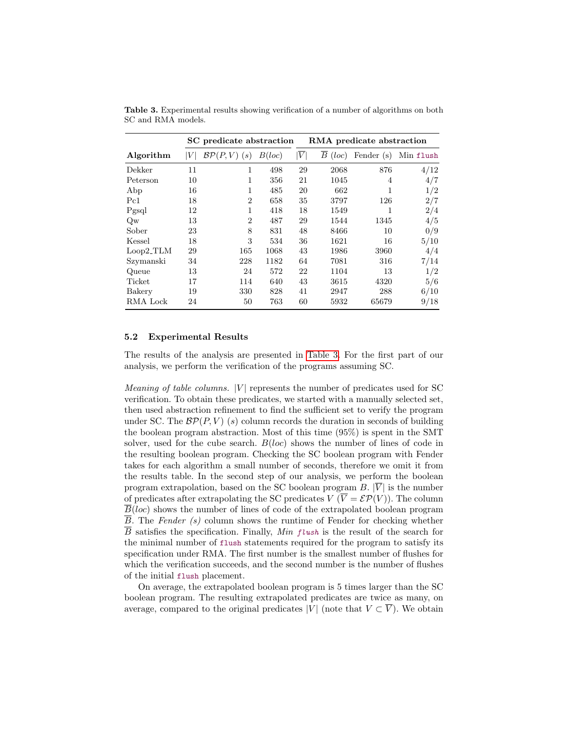**Table 3.** Experimental results showing verification of a number of algorithms on both SC and RMA models.

| | SC predicate abstraction | | | RMA predicate abstraction | | | |
|---|---|---|---|---|---|---|---|
| **Algorithm** | $\lvert V \rvert$ | $\mathcal{BP}(P,V)$ $(s)$ | $B(loc)$ | $\lvert \overline{V} \rvert$ | $\overline{B}$ $(loc)$ | Fender (s) | Min `flush` |
| Dekker | 11 | 1 | 498 | 29 | 2068 | 876 | 4/12 |
| Peterson | 10 | 1 | 356 | 21 | 1045 | 4 | 4/7 |
| Abp | 16 | 1 | 485 | 20 | 662 | 1 | 1/2 |
| Pc1 | 18 | 2 | 658 | 35 | 3797 | 126 | 2/7 |
| Pgsql | 12 | 1 | 418 | 18 | 1549 | 1 | 2/4 |
| Qw | 13 | 2 | 487 | 29 | 1544 | 1345 | 4/5 |
| Sober | 23 | 8 | 831 | 48 | 8466 | 10 | 0/9 |
| Kessel | 18 | 3 | 534 | 36 | 1621 | 16 | 5/10 |
| Loop2_TLM | 29 | 165 | 1068 | 43 | 1986 | 3960 | 4/4 |
| Szymanski | 34 | 228 | 1182 | 64 | 7081 | 316 | 7/14 |
| Queue | 13 | 24 | 572 | 22 | 1104 | 13 | 1/2 |
| Ticket | 17 | 114 | 640 | 43 | 3615 | 4320 | 5/6 |
| Bakery | 19 | 330 | 828 | 41 | 2947 | 288 | 6/10 |
| RMA Lock | 24 | 50 | 763 | 60 | 5932 | 65679 | 9/18 |

### 5.2 Experimental Results

The results of the analysis are presented in Table 3. For the first part of our analysis, we perform the verification of the programs assuming SC.

*Meaning of table columns.* $|V|$ represents the number of predicates used for SC verification. To obtain these predicates, we started with a manually selected set, then used abstraction refinement to find the sufficient set to verify the program under SC. The $\mathcal{BP}(P,V)$ $(s)$ column records the duration in seconds of building the boolean program abstraction. Most of this time (95%) is spent in the SMT solver, used for the cube search. $B(loc)$ shows the number of lines of code in the resulting boolean program. Checking the SC boolean program with Fender takes for each algorithm a small number of seconds, therefore we omit it from the results table. In the second step of our analysis, we perform the boolean program extrapolation, based on the SC boolean program $B$. $|\overline{V}|$ is the number of predicates after extrapolating the SC predicates $V$ ($\overline{V} = \mathcal{EP}(V)$). The column $\overline{B}(loc)$ shows the number of lines of code of the extrapolated boolean program $\overline{B}$. The *Fender (s)* column shows the runtime of Fender for checking whether $\overline{B}$ satisfies the specification. Finally, *Min `flush`* is the result of the search for the minimal number of `flush` statements required for the program to satisfy its specification under RMA. The first number is the smallest number of flushes for which the verification succeeds, and the second number is the number of flushes of the initial `flush` placement.

On average, the extrapolated boolean program is 5 times larger than the SC boolean program. The resulting extrapolated predicates are twice as many, on average, compared to the original predicates $|V|$ (note that $V \subset \overline{V}$). We obtain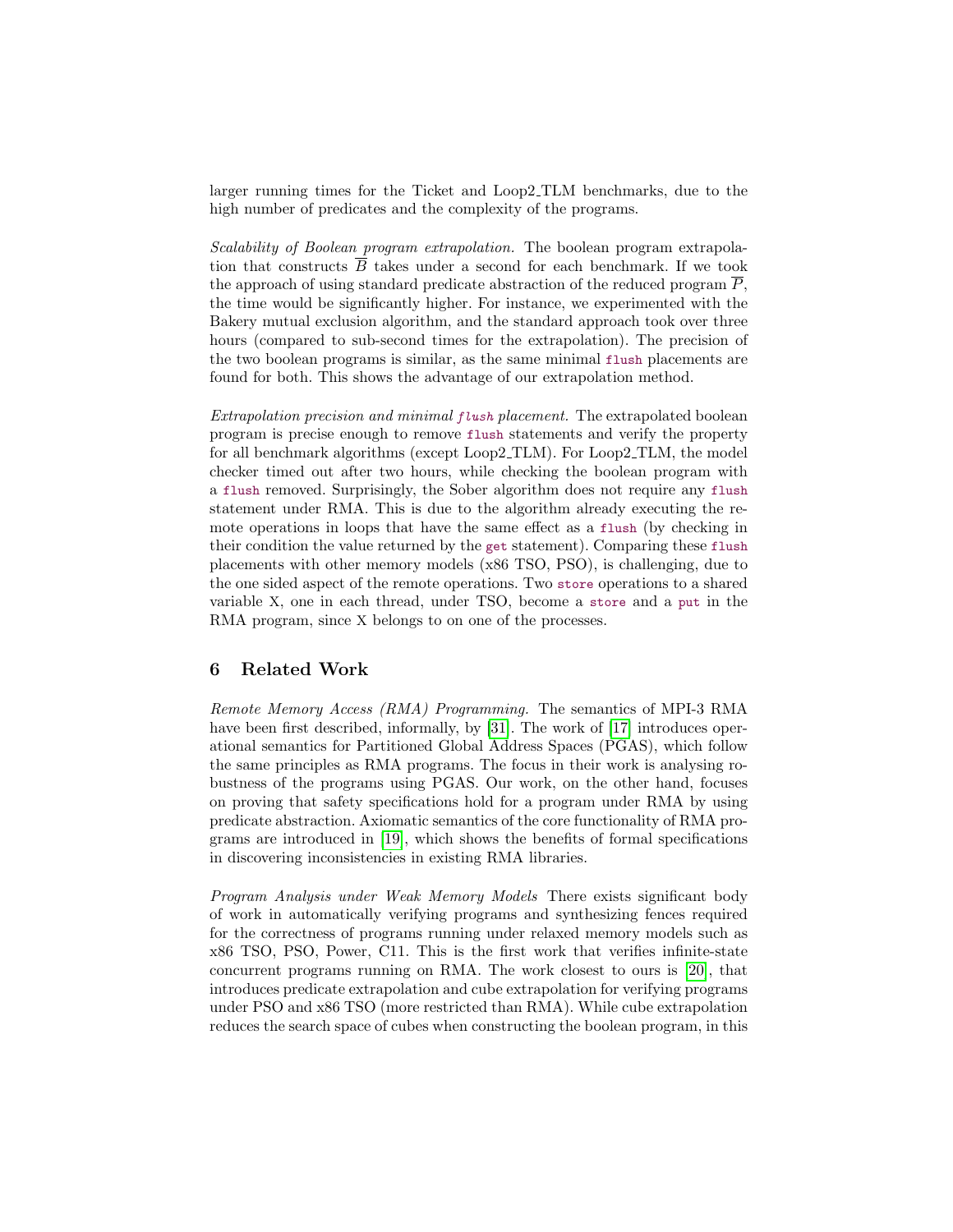larger running times for the Ticket and Loop2_TLM benchmarks, due to the high number of predicates and the complexity of the programs.

*Scalability of Boolean program extrapolation.* The boolean program extrapolation that constructs $\overline{B}$ takes under a second for each benchmark. If we took the approach of using standard predicate abstraction of the reduced program $\overline{P}$, the time would be significantly higher. For instance, we experimented with the Bakery mutual exclusion algorithm, and the standard approach took over three hours (compared to sub-second times for the extrapolation). The precision of the two boolean programs is similar, as the same minimal `flush` placements are found for both. This shows the advantage of our extrapolation method.

*Extrapolation precision and minimal `flush` placement.* The extrapolated boolean program is precise enough to remove `flush` statements and verify the property for all benchmark algorithms (except Loop2_TLM). For Loop2_TLM, the model checker timed out after two hours, while checking the boolean program with a `flush` removed. Surprisingly, the Sober algorithm does not require any `flush` statement under RMA. This is due to the algorithm already executing the remote operations in loops that have the same effect as a `flush` (by checking in their condition the value returned by the `get` statement). Comparing these `flush` placements with other memory models (x86 TSO, PSO), is challenging, due to the one sided aspect of the remote operations. Two `store` operations to a shared variable X, one in each thread, under TSO, become a `store` and a `put` in the RMA program, since X belongs to on one of the processes.

## 6 Related Work

*Remote Memory Access (RMA) Programming.* The semantics of MPI-3 RMA have been first described, informally, by [31]. The work of [17] introduces operational semantics for Partitioned Global Address Spaces (PGAS), which follow the same principles as RMA programs. The focus in their work is analysing robustness of the programs using PGAS. Our work, on the other hand, focuses on proving that safety specifications hold for a program under RMA by using predicate abstraction. Axiomatic semantics of the core functionality of RMA programs are introduced in [19], which shows the benefits of formal specifications in discovering inconsistencies in existing RMA libraries.

*Program Analysis under Weak Memory Models* There exists significant body of work in automatically verifying programs and synthesizing fences required for the correctness of programs running under relaxed memory models such as x86 TSO, PSO, Power, C11. This is the first work that verifies infinite-state concurrent programs running on RMA. The work closest to ours is [20], that introduces predicate extrapolation and cube extrapolation for verifying programs under PSO and x86 TSO (more restricted than RMA). While cube extrapolation reduces the search space of cubes when constructing the boolean program, in this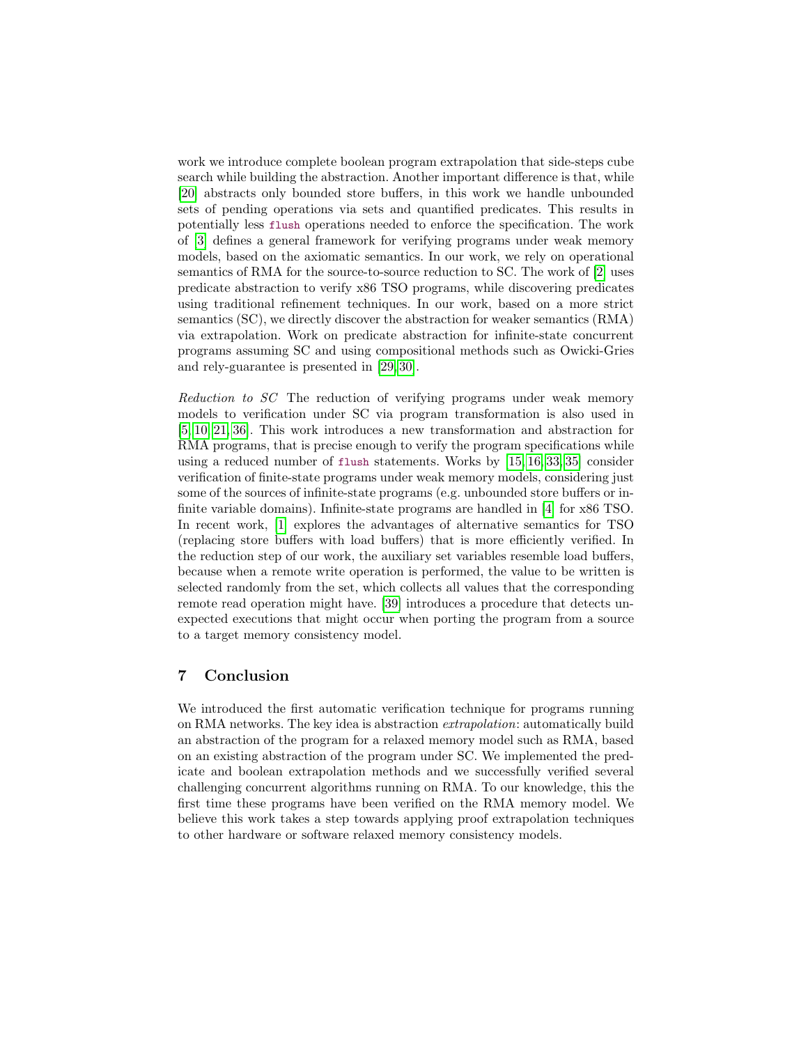work we introduce complete boolean program extrapolation that side-steps cube search while building the abstraction. Another important difference is that, while [20] abstracts only bounded store buffers, in this work we handle unbounded sets of pending operations via sets and quantified predicates. This results in potentially less `flush` operations needed to enforce the specification. The work of [3] defines a general framework for verifying programs under weak memory models, based on the axiomatic semantics. In our work, we rely on operational semantics of RMA for the source-to-source reduction to SC. The work of [2] uses predicate abstraction to verify x86 TSO programs, while discovering predicates using traditional refinement techniques. In our work, based on a more strict semantics (SC), we directly discover the abstraction for weaker semantics (RMA) via extrapolation. Work on predicate abstraction for infinite-state concurrent programs assuming SC and using compositional methods such as Owicki-Gries and rely-guarantee is presented in [29,30].

*Reduction to SC* The reduction of verifying programs under weak memory models to verification under SC via program transformation is also used in [5,10,21,36]. This work introduces a new transformation and abstraction for RMA programs, that is precise enough to verify the program specifications while using a reduced number of `flush` statements. Works by [15,16,33,35] consider verification of finite-state programs under weak memory models, considering just some of the sources of infinite-state programs (e.g. unbounded store buffers or infinite variable domains). Infinite-state programs are handled in [4] for x86 TSO. In recent work, [1] explores the advantages of alternative semantics for TSO (replacing store buffers with load buffers) that is more efficiently verified. In the reduction step of our work, the auxiliary set variables resemble load buffers, because when a remote write operation is performed, the value to be written is selected randomly from the set, which collects all values that the corresponding remote read operation might have. [39] introduces a procedure that detects unexpected executions that might occur when porting the program from a source to a target memory consistency model.

## 7 Conclusion

We introduced the first automatic verification technique for programs running on RMA networks. The key idea is abstraction *extrapolation*: automatically build an abstraction of the program for a relaxed memory model such as RMA, based on an existing abstraction of the program under SC. We implemented the predicate and boolean extrapolation methods and we successfully verified several challenging concurrent algorithms running on RMA. To our knowledge, this the first time these programs have been verified on the RMA memory model. We believe this work takes a step towards applying proof extrapolation techniques to other hardware or software relaxed memory consistency models.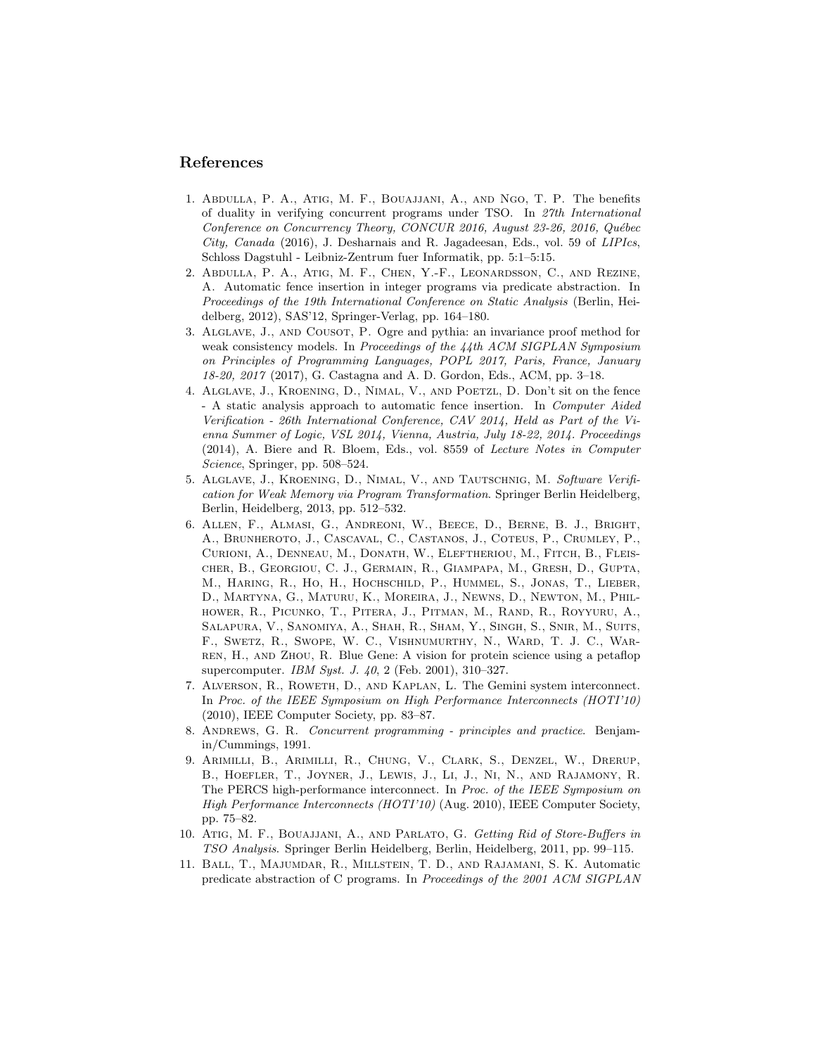## References

1. Abdulla, P. A., Atig, M. F., Bouajjani, A., and Ngo, T. P. The benefits of duality in verifying concurrent programs under TSO. In *27th International Conference on Concurrency Theory, CONCUR 2016, August 23-26, 2016, Québec City, Canada* (2016), J. Desharnais and R. Jagadeesan, Eds., vol. 59 of *LIPIcs*, Schloss Dagstuhl - Leibniz-Zentrum fuer Informatik, pp. 5:1–5:15.
2. Abdulla, P. A., Atig, M. F., Chen, Y.-F., Leonardsson, C., and Rezine, A. Automatic fence insertion in integer programs via predicate abstraction. In *Proceedings of the 19th International Conference on Static Analysis* (Berlin, Heidelberg, 2012), SAS'12, Springer-Verlag, pp. 164–180.
3. Alglave, J., and Cousot, P. Ogre and pythia: an invariance proof method for weak consistency models. In *Proceedings of the 44th ACM SIGPLAN Symposium on Principles of Programming Languages, POPL 2017, Paris, France, January 18-20, 2017* (2017), G. Castagna and A. D. Gordon, Eds., ACM, pp. 3–18.
4. Alglave, J., Kroening, D., Nimal, V., and Poetzl, D. Don't sit on the fence - A static analysis approach to automatic fence insertion. In *Computer Aided Verification - 26th International Conference, CAV 2014, Held as Part of the Vienna Summer of Logic, VSL 2014, Vienna, Austria, July 18-22, 2014. Proceedings* (2014), A. Biere and R. Bloem, Eds., vol. 8559 of *Lecture Notes in Computer Science*, Springer, pp. 508–524.
5. Alglave, J., Kroening, D., Nimal, V., and Tautschnig, M. *Software Verification for Weak Memory via Program Transformation*. Springer Berlin Heidelberg, Berlin, Heidelberg, 2013, pp. 512–532.
6. Allen, F., Almasi, G., Andreoni, W., Beece, D., Berne, B. J., Bright, A., Brunheroto, J., Cascaval, C., Castanos, J., Coteus, P., Crumley, P., Curioni, A., Denneau, M., Donath, W., Eleftheriou, M., Fitch, B., Fleischer, B., Georgiou, C. J., Germain, R., Giampapa, M., Gresh, D., Gupta, M., Haring, R., Ho, H., Hochschild, P., Hummel, S., Jonas, T., Lieber, D., Martyna, G., Maturu, K., Moreira, J., Newns, D., Newton, M., Philhower, R., Picunko, T., Pitera, J., Pitman, M., Rand, R., Royyuru, A., Salapura, V., Sanomiya, A., Shah, R., Sham, Y., Singh, S., Snir, M., Suits, F., Swetz, R., Swope, W. C., Vishnumurthy, N., Ward, T. J. C., Warren, H., and Zhou, R. Blue Gene: A vision for protein science using a petaflop supercomputer. *IBM Syst. J. 40*, 2 (Feb. 2001), 310–327.
7. Alverson, R., Roweth, D., and Kaplan, L. The Gemini system interconnect. In *Proc. of the IEEE Symposium on High Performance Interconnects (HOTI'10)* (2010), IEEE Computer Society, pp. 83–87.
8. Andrews, G. R. *Concurrent programming - principles and practice*. Benjamin/Cummings, 1991.
9. Arimilli, B., Arimilli, R., Chung, V., Clark, S., Denzel, W., Drerup, B., Hoefler, T., Joyner, J., Lewis, J., Li, J., Ni, N., and Rajamony, R. The PERCS high-performance interconnect. In *Proc. of the IEEE Symposium on High Performance Interconnects (HOTI'10)* (Aug. 2010), IEEE Computer Society, pp. 75–82.
10. Atig, M. F., Bouajjani, A., and Parlato, G. *Getting Rid of Store-Buffers in TSO Analysis*. Springer Berlin Heidelberg, Berlin, Heidelberg, 2011, pp. 99–115.
11. Ball, T., Majumdar, R., Millstein, T. D., and Rajamani, S. K. Automatic predicate abstraction of C programs. In *Proceedings of the 2001 ACM SIGPLAN*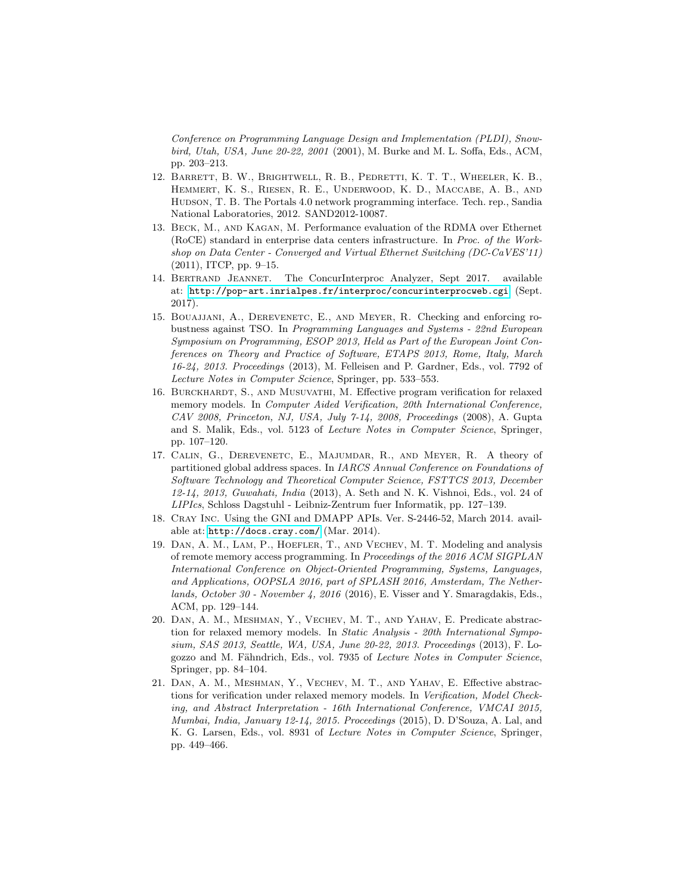*Conference on Programming Language Design and Implementation (PLDI), Snowbird, Utah, USA, June 20-22, 2001* (2001), M. Burke and M. L. Soffa, Eds., ACM, pp. 203–213.

12. Barrett, B. W., Brightwell, R. B., Pedretti, K. T. T., Wheeler, K. B., Hemmert, K. S., Riesen, R. E., Underwood, K. D., Maccabe, A. B., and Hudson, T. B. The Portals 4.0 network programming interface. Tech. rep., Sandia National Laboratories, 2012. SAND2012-10087.
13. Beck, M., and Kagan, M. Performance evaluation of the RDMA over Ethernet (RoCE) standard in enterprise data centers infrastructure. In *Proc. of the Workshop on Data Center - Converged and Virtual Ethernet Switching (DC-CaVES'11)* (2011), ITCP, pp. 9–15.
14. Bertrand Jeannet. The ConcurInterproc Analyzer, Sept 2017. available at: http://pop-art.inrialpes.fr/interproc/concurinterprocweb.cgi (Sept. 2017).
15. Bouajjani, A., Derevenetc, E., and Meyer, R. Checking and enforcing robustness against TSO. In *Programming Languages and Systems - 22nd European Symposium on Programming, ESOP 2013, Held as Part of the European Joint Conferences on Theory and Practice of Software, ETAPS 2013, Rome, Italy, March 16-24, 2013. Proceedings* (2013), M. Felleisen and P. Gardner, Eds., vol. 7792 of *Lecture Notes in Computer Science*, Springer, pp. 533–553.
16. Burckhardt, S., and Musuvathi, M. Effective program verification for relaxed memory models. In *Computer Aided Verification, 20th International Conference, CAV 2008, Princeton, NJ, USA, July 7-14, 2008, Proceedings* (2008), A. Gupta and S. Malik, Eds., vol. 5123 of *Lecture Notes in Computer Science*, Springer, pp. 107–120.
17. Calin, G., Derevenetc, E., Majumdar, R., and Meyer, R. A theory of partitioned global address spaces. In *IARCS Annual Conference on Foundations of Software Technology and Theoretical Computer Science, FSTTCS 2013, December 12-14, 2013, Guwahati, India* (2013), A. Seth and N. K. Vishnoi, Eds., vol. 24 of *LIPIcs*, Schloss Dagstuhl - Leibniz-Zentrum fuer Informatik, pp. 127–139.
18. Cray Inc. Using the GNI and DMAPP APIs. Ver. S-2446-52, March 2014. available at: http://docs.cray.com/ (Mar. 2014).
19. Dan, A. M., Lam, P., Hoefler, T., and Vechev, M. T. Modeling and analysis of remote memory access programming. In *Proceedings of the 2016 ACM SIGPLAN International Conference on Object-Oriented Programming, Systems, Languages, and Applications, OOPSLA 2016, part of SPLASH 2016, Amsterdam, The Netherlands, October 30 - November 4, 2016* (2016), E. Visser and Y. Smaragdakis, Eds., ACM, pp. 129–144.
20. Dan, A. M., Meshman, Y., Vechev, M. T., and Yahav, E. Predicate abstraction for relaxed memory models. In *Static Analysis - 20th International Symposium, SAS 2013, Seattle, WA, USA, June 20-22, 2013. Proceedings* (2013), F. Logozzo and M. Fähndrich, Eds., vol. 7935 of *Lecture Notes in Computer Science*, Springer, pp. 84–104.
21. Dan, A. M., Meshman, Y., Vechev, M. T., and Yahav, E. Effective abstractions for verification under relaxed memory models. In *Verification, Model Checking, and Abstract Interpretation - 16th International Conference, VMCAI 2015, Mumbai, India, January 12-14, 2015. Proceedings* (2015), D. D'Souza, A. Lal, and K. G. Larsen, Eds., vol. 8931 of *Lecture Notes in Computer Science*, Springer, pp. 449–466.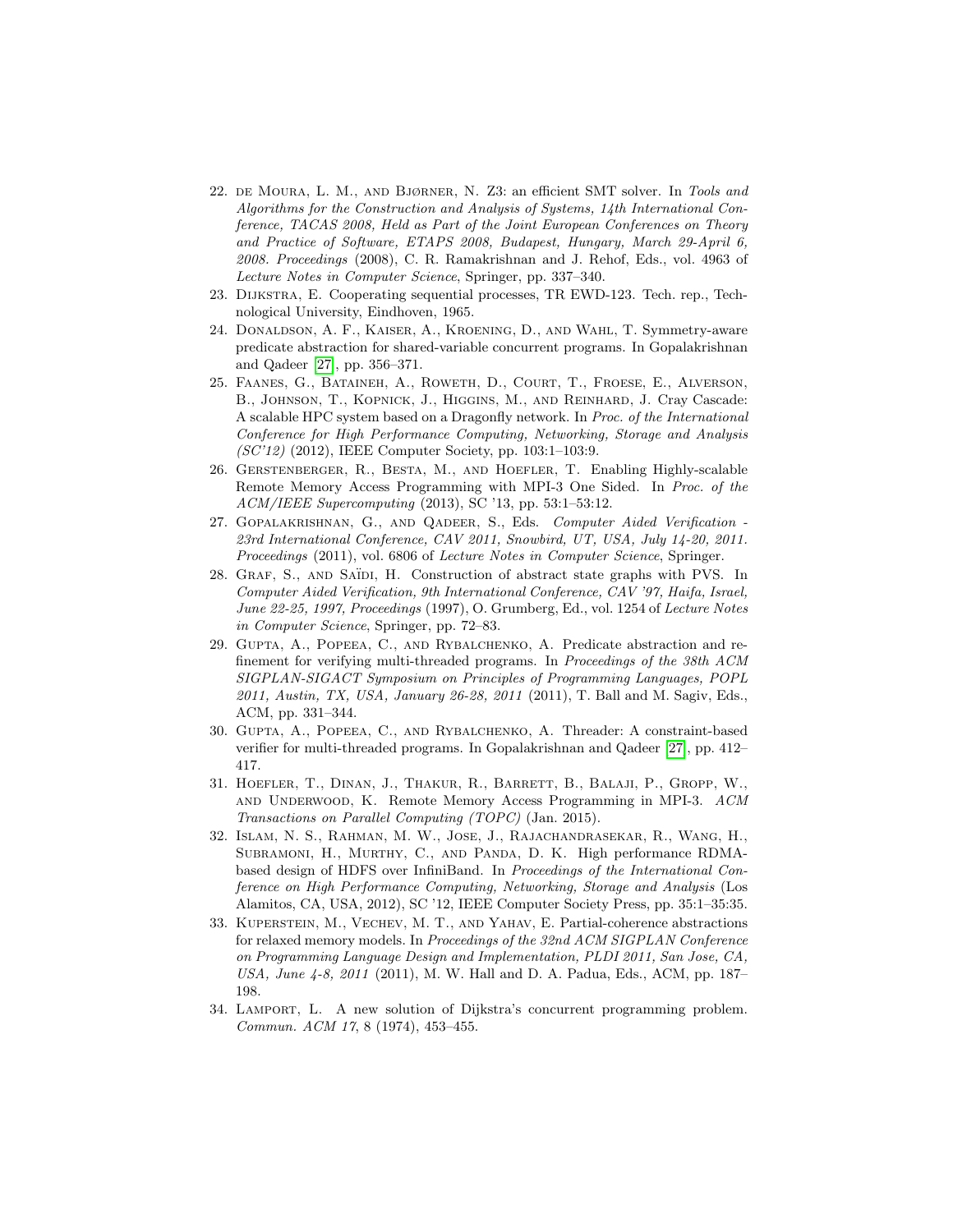22. de Moura, L. M., and Bjørner, N. Z3: an efficient SMT solver. In *Tools and Algorithms for the Construction and Analysis of Systems, 14th International Conference, TACAS 2008, Held as Part of the Joint European Conferences on Theory and Practice of Software, ETAPS 2008, Budapest, Hungary, March 29-April 6, 2008. Proceedings* (2008), C. R. Ramakrishnan and J. Rehof, Eds., vol. 4963 of *Lecture Notes in Computer Science*, Springer, pp. 337–340.
23. Dijkstra, E. Cooperating sequential processes, TR EWD-123. Tech. rep., Technological University, Eindhoven, 1965.
24. Donaldson, A. F., Kaiser, A., Kroening, D., and Wahl, T. Symmetry-aware predicate abstraction for shared-variable concurrent programs. In Gopalakrishnan and Qadeer [27], pp. 356–371.
25. Faanes, G., Bataineh, A., Roweth, D., Court, T., Froese, E., Alverson, B., Johnson, T., Kopnick, J., Higgins, M., and Reinhard, J. Cray Cascade: A scalable HPC system based on a Dragonfly network. In *Proc. of the International Conference for High Performance Computing, Networking, Storage and Analysis (SC'12)* (2012), IEEE Computer Society, pp. 103:1–103:9.
26. Gerstenberger, R., Besta, M., and Hoefler, T. Enabling Highly-scalable Remote Memory Access Programming with MPI-3 One Sided. In *Proc. of the ACM/IEEE Supercomputing* (2013), SC '13, pp. 53:1–53:12.
27. Gopalakrishnan, G., and Qadeer, S., Eds. *Computer Aided Verification - 23rd International Conference, CAV 2011, Snowbird, UT, USA, July 14-20, 2011. Proceedings* (2011), vol. 6806 of *Lecture Notes in Computer Science*, Springer.
28. Graf, S., and Saïdi, H. Construction of abstract state graphs with PVS. In *Computer Aided Verification, 9th International Conference, CAV '97, Haifa, Israel, June 22-25, 1997, Proceedings* (1997), O. Grumberg, Ed., vol. 1254 of *Lecture Notes in Computer Science*, Springer, pp. 72–83.
29. Gupta, A., Popeea, C., and Rybalchenko, A. Predicate abstraction and refinement for verifying multi-threaded programs. In *Proceedings of the 38th ACM SIGPLAN-SIGACT Symposium on Principles of Programming Languages, POPL 2011, Austin, TX, USA, January 26-28, 2011* (2011), T. Ball and M. Sagiv, Eds., ACM, pp. 331–344.
30. Gupta, A., Popeea, C., and Rybalchenko, A. Threader: A constraint-based verifier for multi-threaded programs. In Gopalakrishnan and Qadeer [27], pp. 412–417.
31. Hoefler, T., Dinan, J., Thakur, R., Barrett, B., Balaji, P., Gropp, W., and Underwood, K. Remote Memory Access Programming in MPI-3. *ACM Transactions on Parallel Computing (TOPC)* (Jan. 2015).
32. Islam, N. S., Rahman, M. W., Jose, J., Rajachandrasekar, R., Wang, H., Subramoni, H., Murthy, C., and Panda, D. K. High performance RDMA-based design of HDFS over InfiniBand. In *Proceedings of the International Conference on High Performance Computing, Networking, Storage and Analysis* (Los Alamitos, CA, USA, 2012), SC '12, IEEE Computer Society Press, pp. 35:1–35:35.
33. Kuperstein, M., Vechev, M. T., and Yahav, E. Partial-coherence abstractions for relaxed memory models. In *Proceedings of the 32nd ACM SIGPLAN Conference on Programming Language Design and Implementation, PLDI 2011, San Jose, CA, USA, June 4-8, 2011* (2011), M. W. Hall and D. A. Padua, Eds., ACM, pp. 187–198.
34. Lamport, L. A new solution of Dijkstra's concurrent programming problem. *Commun. ACM 17*, 8 (1974), 453–455.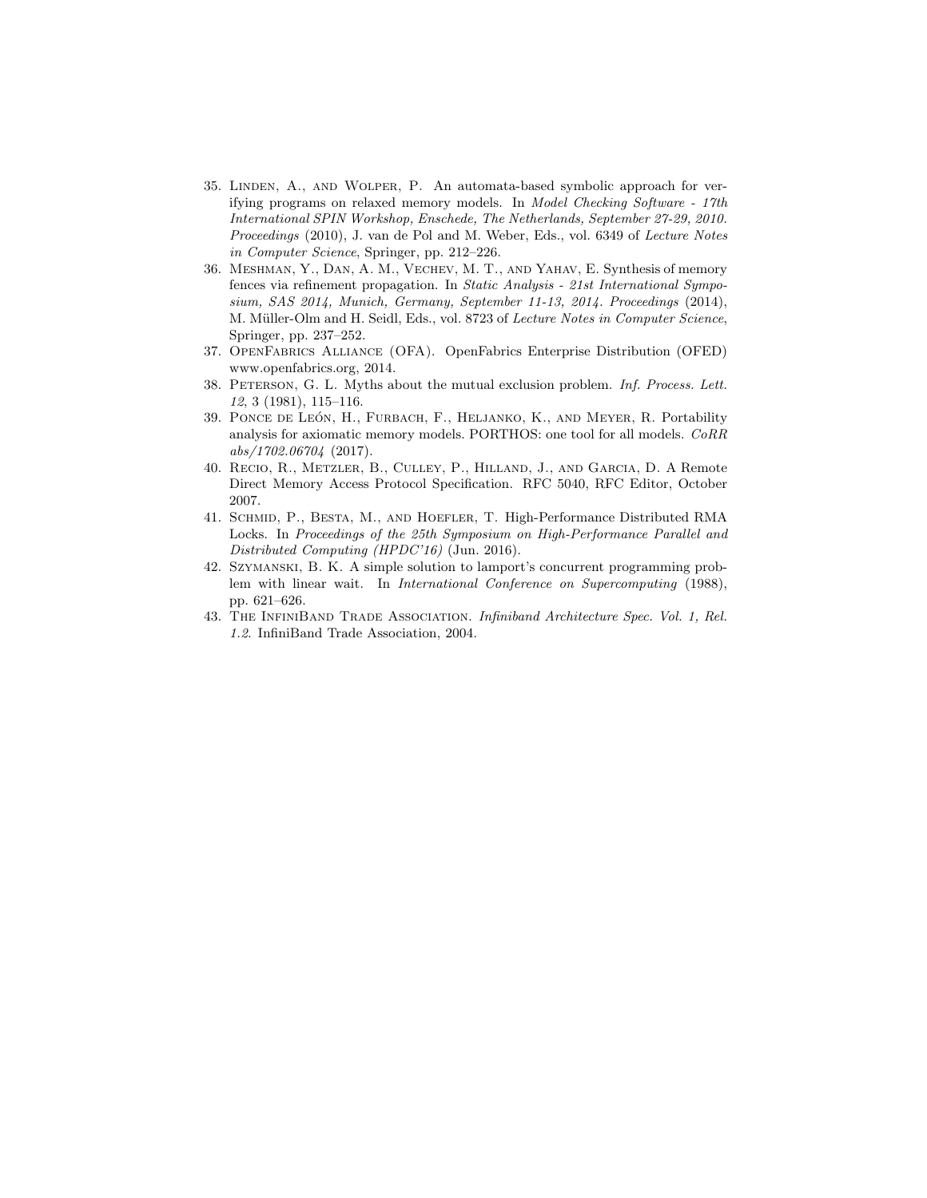35. Linden, A., and Wolper, P. An automata-based symbolic approach for verifying programs on relaxed memory models. In *Model Checking Software - 17th International SPIN Workshop, Enschede, The Netherlands, September 27-29, 2010. Proceedings* (2010), J. van de Pol and M. Weber, Eds., vol. 6349 of *Lecture Notes in Computer Science*, Springer, pp. 212–226.
36. Meshman, Y., Dan, A. M., Vechev, M. T., and Yahav, E. Synthesis of memory fences via refinement propagation. In *Static Analysis - 21st International Symposium, SAS 2014, Munich, Germany, September 11-13, 2014. Proceedings* (2014), M. Müller-Olm and H. Seidl, Eds., vol. 8723 of *Lecture Notes in Computer Science*, Springer, pp. 237–252.
37. OpenFabrics Alliance (OFA). OpenFabrics Enterprise Distribution (OFED) www.openfabrics.org, 2014.
38. Peterson, G. L. Myths about the mutual exclusion problem. *Inf. Process. Lett. 12*, 3 (1981), 115–116.
39. Ponce de León, H., Furbach, F., Heljanko, K., and Meyer, R. Portability analysis for axiomatic memory models. PORTHOS: one tool for all models. *CoRR abs/1702.06704* (2017).
40. Recio, R., Metzler, B., Culley, P., Hilland, J., and Garcia, D. A Remote Direct Memory Access Protocol Specification. RFC 5040, RFC Editor, October 2007.
41. Schmid, P., Besta, M., and Hoefler, T. High-Performance Distributed RMA Locks. In *Proceedings of the 25th Symposium on High-Performance Parallel and Distributed Computing (HPDC'16)* (Jun. 2016).
42. Szymanski, B. K. A simple solution to lamport's concurrent programming problem with linear wait. In *International Conference on Supercomputing* (1988), pp. 621–626.
43. The InfiniBand Trade Association. *Infiniband Architecture Spec. Vol. 1, Rel. 1.2*. InfiniBand Trade Association, 2004.